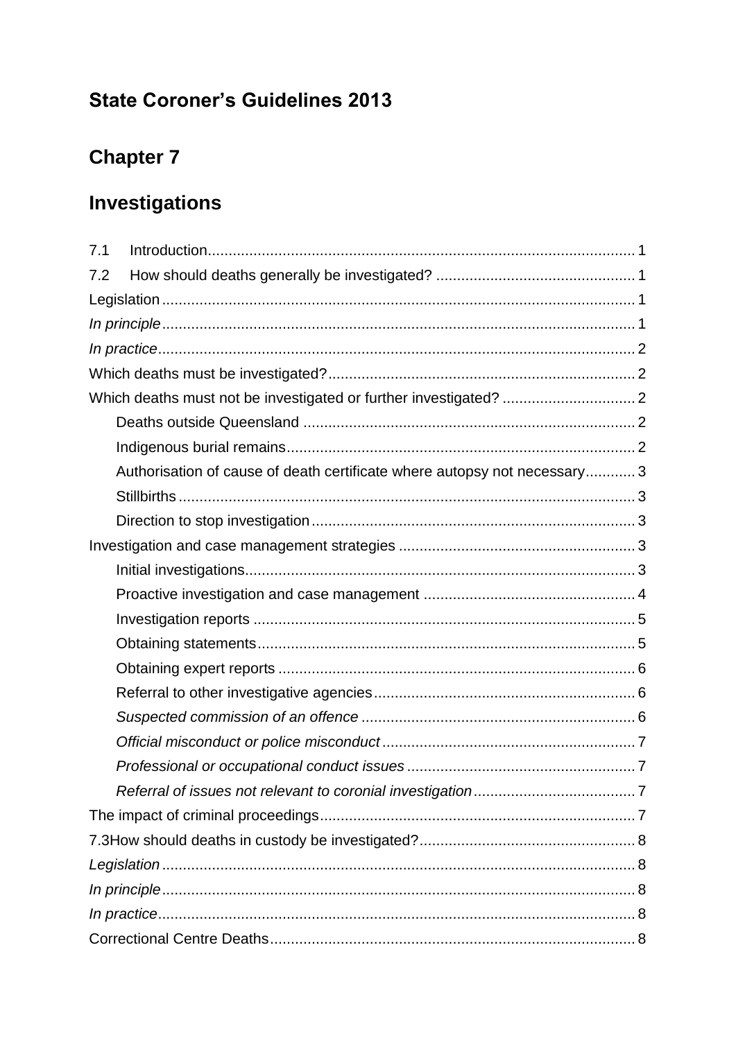# State Coroner's Guidelines 2013

# Chapter 7

# Investigations

7.1 Introduction ..... 1
7.2 How should deaths generally be investigated? ..... 1
Legislation ..... 1
*In principle* ..... 1
*In practice* ..... 2
Which deaths must be investigated? ..... 2
Which deaths must not be investigated or further investigated? ..... 2
- Deaths outside Queensland ..... 2
- Indigenous burial remains ..... 2
- Authorisation of cause of death certificate where autopsy not necessary ..... 3
- Stillbirths ..... 3
- Direction to stop investigation ..... 3

Investigation and case management strategies ..... 3
- Initial investigations ..... 3
- Proactive investigation and case management ..... 4
- Investigation reports ..... 5
- Obtaining statements ..... 5
- Obtaining expert reports ..... 6
- Referral to other investigative agencies ..... 6
- *Suspected commission of an offence* ..... 6
- *Official misconduct or police misconduct* ..... 7
- *Professional or occupational conduct issues* ..... 7
- *Referral of issues not relevant to coronial investigation* ..... 7

The impact of criminal proceedings ..... 7
7.3 How should deaths in custody be investigated? ..... 8
*Legislation* ..... 8
*In principle* ..... 8
*In practice* ..... 8
Correctional Centre Deaths ..... 8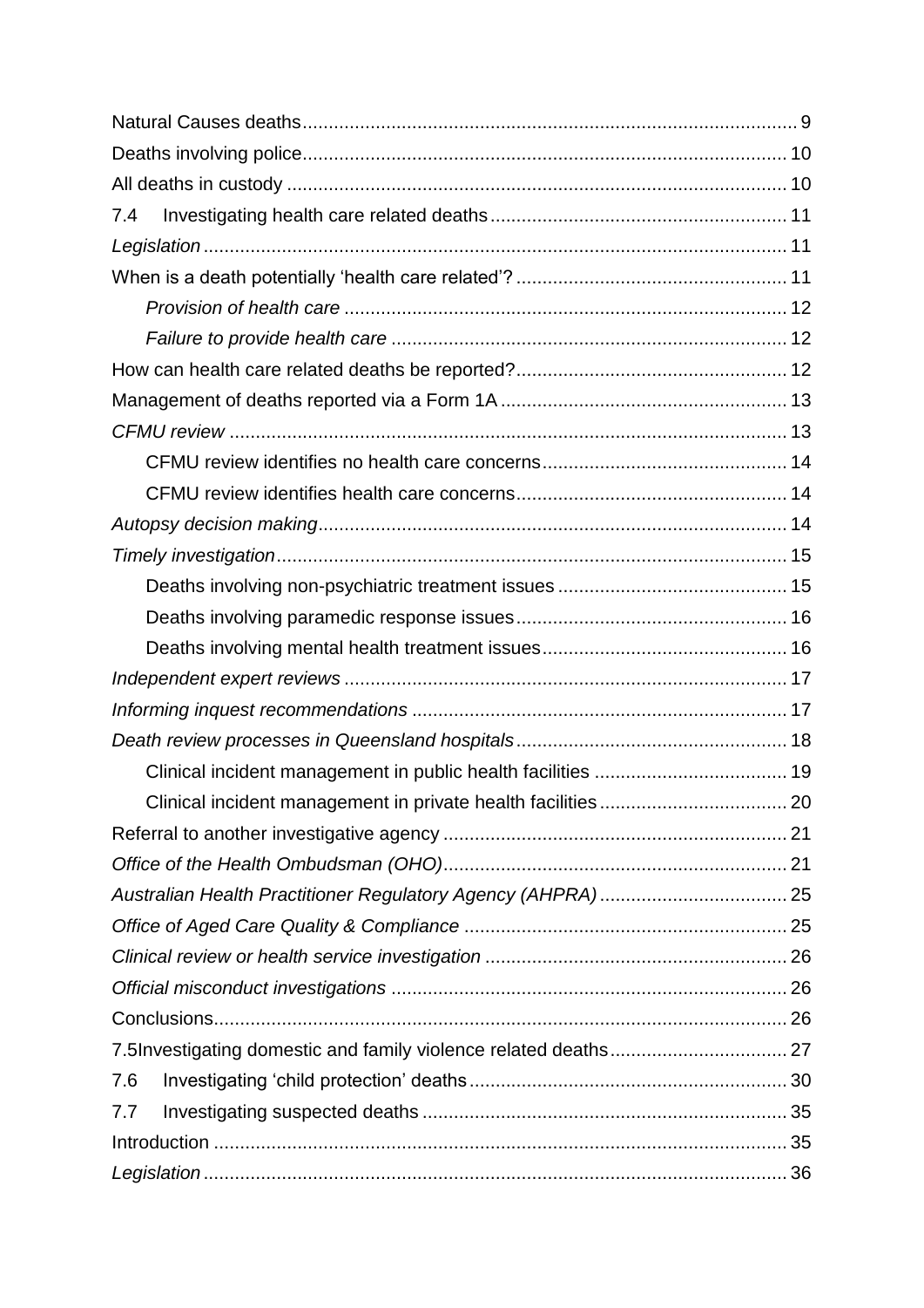Natural Causes deaths ... 9

Deaths involving police ... 10

All deaths in custody ... 10

7.4 Investigating health care related deaths ... 11

*Legislation* ... 11

When is a death potentially 'health care related'? ... 11

*Provision of health care* ... 12

*Failure to provide health care* ... 12

How can health care related deaths be reported? ... 12

Management of deaths reported via a Form 1A ... 13

*CFMU review* ... 13

CFMU review identifies no health care concerns ... 14

CFMU review identifies health care concerns ... 14

*Autopsy decision making* ... 14

*Timely investigation* ... 15

Deaths involving non-psychiatric treatment issues ... 15

Deaths involving paramedic response issues ... 16

Deaths involving mental health treatment issues ... 16

*Independent expert reviews* ... 17

*Informing inquest recommendations* ... 17

*Death review processes in Queensland hospitals* ... 18

Clinical incident management in public health facilities ... 19

Clinical incident management in private health facilities ... 20

Referral to another investigative agency ... 21

*Office of the Health Ombudsman (OHO)* ... 21

*Australian Health Practitioner Regulatory Agency (AHPRA)* ... 25

*Office of Aged Care Quality & Compliance* ... 25

*Clinical review or health service investigation* ... 26

*Official misconduct investigations* ... 26

Conclusions ... 26

7.5Investigating domestic and family violence related deaths ... 27

7.6 Investigating 'child protection' deaths ... 30

7.7 Investigating suspected deaths ... 35

Introduction ... 35

*Legislation* ... 36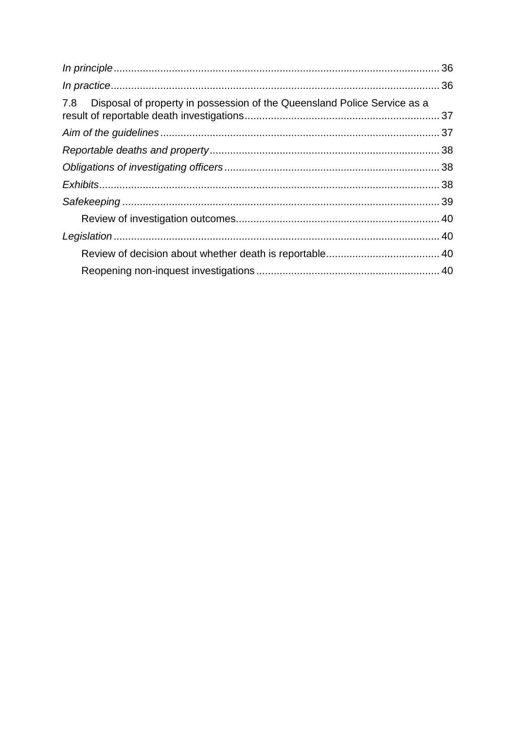*In principle* ............................................................................................................. 36

*In practice* .............................................................................................................. 36

7.8 Disposal of property in possession of the Queensland Police Service as a result of reportable death investigations ................................................................. 37

*Aim of the guidelines* ............................................................................................. 37

*Reportable deaths and property* ............................................................................. 38

*Obligations of investigating officers* ......................................................................... 38

*Exhibits* .................................................................................................................. 38

*Safekeeping* ........................................................................................................... 39

Review of investigation outcomes .................................................................... 40

*Legislation* ............................................................................................................. 40

Review of decision about whether death is reportable ...................................... 40

Reopening non-inquest investigations ............................................................. 40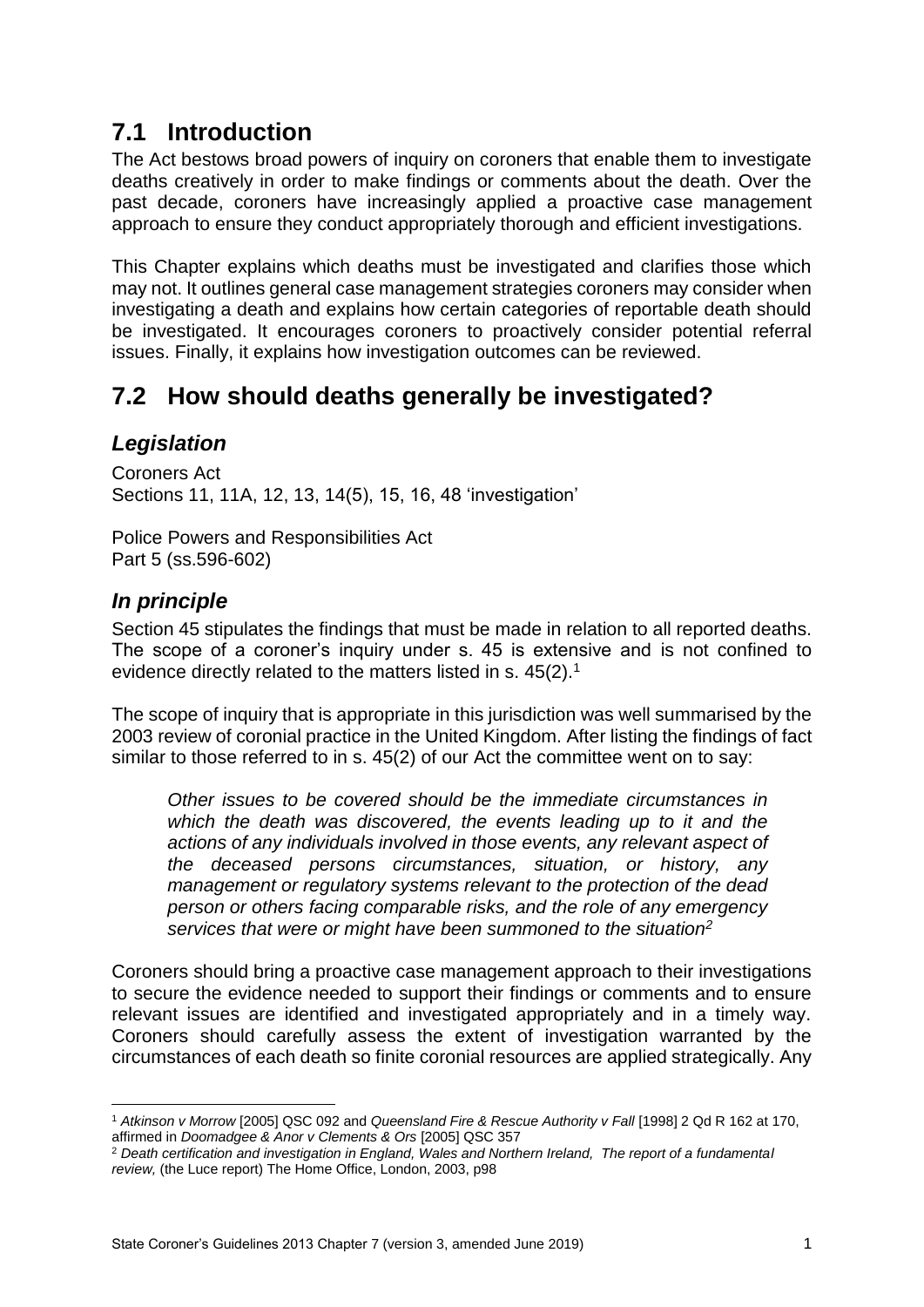## 7.1 Introduction

The Act bestows broad powers of inquiry on coroners that enable them to investigate deaths creatively in order to make findings or comments about the death. Over the past decade, coroners have increasingly applied a proactive case management approach to ensure they conduct appropriately thorough and efficient investigations.

This Chapter explains which deaths must be investigated and clarifies those which may not. It outlines general case management strategies coroners may consider when investigating a death and explains how certain categories of reportable death should be investigated. It encourages coroners to proactively consider potential referral issues. Finally, it explains how investigation outcomes can be reviewed.

## 7.2 How should deaths generally be investigated?

### *Legislation*

Coroners Act
Sections 11, 11A, 12, 13, 14(5), 15, 16, 48 'investigation'

Police Powers and Responsibilities Act
Part 5 (ss.596-602)

### *In principle*

Section 45 stipulates the findings that must be made in relation to all reported deaths. The scope of a coroner's inquiry under s. 45 is extensive and is not confined to evidence directly related to the matters listed in s. 45(2).[1]

The scope of inquiry that is appropriate in this jurisdiction was well summarised by the 2003 review of coronial practice in the United Kingdom. After listing the findings of fact similar to those referred to in s. 45(2) of our Act the committee went on to say:

> *Other issues to be covered should be the immediate circumstances in which the death was discovered, the events leading up to it and the actions of any individuals involved in those events, any relevant aspect of the deceased persons circumstances, situation, or history, any management or regulatory systems relevant to the protection of the dead person or others facing comparable risks, and the role of any emergency services that were or might have been summoned to the situation*[2]

Coroners should bring a proactive case management approach to their investigations to secure the evidence needed to support their findings or comments and to ensure relevant issues are identified and investigated appropriately and in a timely way. Coroners should carefully assess the extent of investigation warranted by the circumstances of each death so finite coronial resources are applied strategically. Any

---

[1] *Atkinson v Morrow* [2005] QSC 092 and *Queensland Fire & Rescue Authority v Fall* [1998] 2 Qd R 162 at 170, affirmed in *Doomadgee & Anor v Clements & Ors* [2005] QSC 357

[2] *Death certification and investigation in England, Wales and Northern Ireland, The report of a fundamental review,* (the Luce report) The Home Office, London, 2003, p98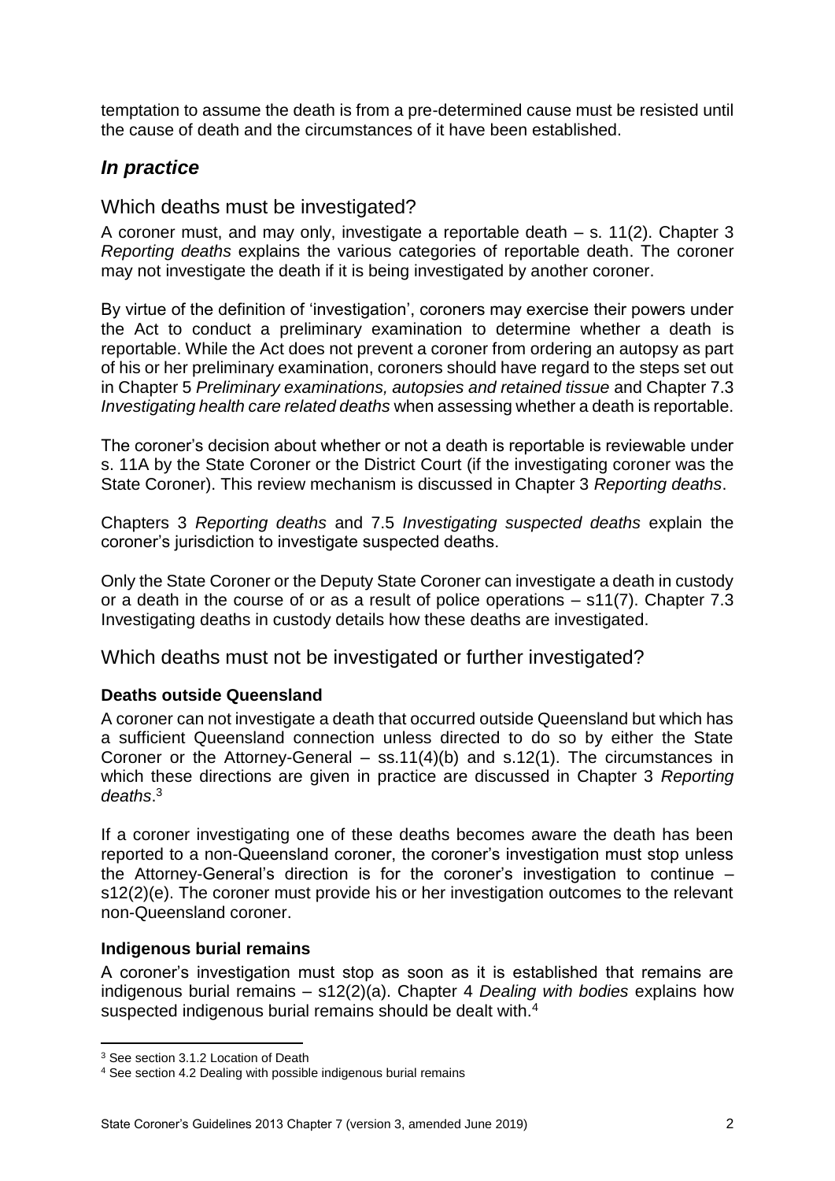temptation to assume the death is from a pre-determined cause must be resisted until the cause of death and the circumstances of it have been established.

## *In practice*

### Which deaths must be investigated?

A coroner must, and may only, investigate a reportable death – s. 11(2). Chapter 3 *Reporting deaths* explains the various categories of reportable death. The coroner may not investigate the death if it is being investigated by another coroner.

By virtue of the definition of 'investigation', coroners may exercise their powers under the Act to conduct a preliminary examination to determine whether a death is reportable. While the Act does not prevent a coroner from ordering an autopsy as part of his or her preliminary examination, coroners should have regard to the steps set out in Chapter 5 *Preliminary examinations, autopsies and retained tissue* and Chapter 7.3 *Investigating health care related deaths* when assessing whether a death is reportable.

The coroner's decision about whether or not a death is reportable is reviewable under s. 11A by the State Coroner or the District Court (if the investigating coroner was the State Coroner). This review mechanism is discussed in Chapter 3 *Reporting deaths*.

Chapters 3 *Reporting deaths* and 7.5 *Investigating suspected deaths* explain the coroner's jurisdiction to investigate suspected deaths.

Only the State Coroner or the Deputy State Coroner can investigate a death in custody or a death in the course of or as a result of police operations – s11(7). Chapter 7.3 Investigating deaths in custody details how these deaths are investigated.

### Which deaths must not be investigated or further investigated?

**Deaths outside Queensland**

A coroner can not investigate a death that occurred outside Queensland but which has a sufficient Queensland connection unless directed to do so by either the State Coroner or the Attorney-General – ss.11(4)(b) and s.12(1). The circumstances in which these directions are given in practice are discussed in Chapter 3 *Reporting deaths*.[3]

If a coroner investigating one of these deaths becomes aware the death has been reported to a non-Queensland coroner, the coroner's investigation must stop unless the Attorney-General's direction is for the coroner's investigation to continue – s12(2)(e). The coroner must provide his or her investigation outcomes to the relevant non-Queensland coroner.

**Indigenous burial remains**

A coroner's investigation must stop as soon as it is established that remains are indigenous burial remains – s12(2)(a). Chapter 4 *Dealing with bodies* explains how suspected indigenous burial remains should be dealt with.[4]

[3] See section 3.1.2 Location of Death

[4] See section 4.2 Dealing with possible indigenous burial remains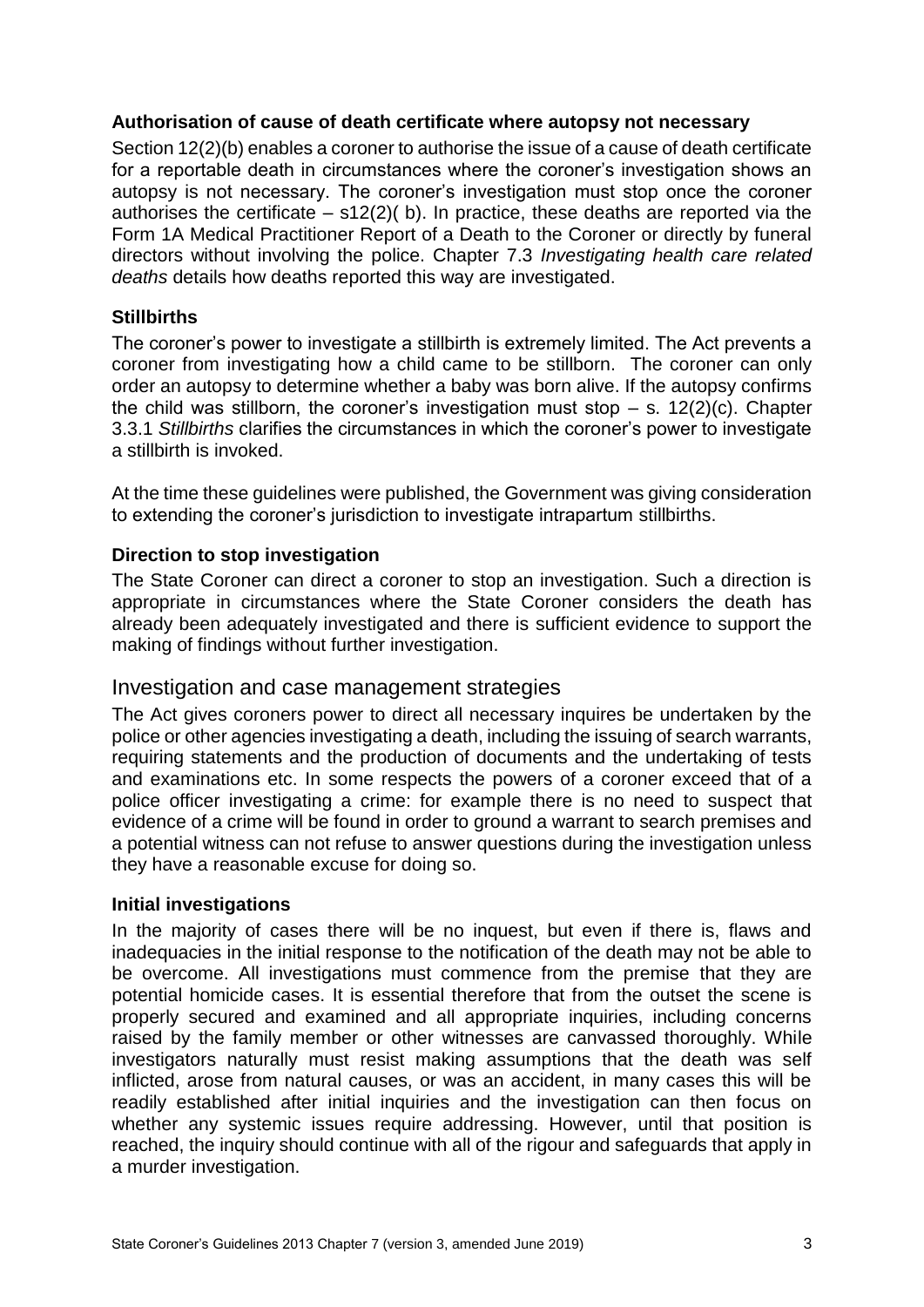### Authorisation of cause of death certificate where autopsy not necessary

Section 12(2)(b) enables a coroner to authorise the issue of a cause of death certificate for a reportable death in circumstances where the coroner's investigation shows an autopsy is not necessary. The coroner's investigation must stop once the coroner authorises the certificate – s12(2)( b). In practice, these deaths are reported via the Form 1A Medical Practitioner Report of a Death to the Coroner or directly by funeral directors without involving the police. Chapter 7.3 *Investigating health care related deaths* details how deaths reported this way are investigated.

### Stillbirths

The coroner's power to investigate a stillbirth is extremely limited. The Act prevents a coroner from investigating how a child came to be stillborn. The coroner can only order an autopsy to determine whether a baby was born alive. If the autopsy confirms the child was stillborn, the coroner's investigation must stop – s. 12(2)(c). Chapter 3.3.1 *Stillbirths* clarifies the circumstances in which the coroner's power to investigate a stillbirth is invoked.

At the time these guidelines were published, the Government was giving consideration to extending the coroner's jurisdiction to investigate intrapartum stillbirths.

### Direction to stop investigation

The State Coroner can direct a coroner to stop an investigation. Such a direction is appropriate in circumstances where the State Coroner considers the death has already been adequately investigated and there is sufficient evidence to support the making of findings without further investigation.

## Investigation and case management strategies

The Act gives coroners power to direct all necessary inquires be undertaken by the police or other agencies investigating a death, including the issuing of search warrants, requiring statements and the production of documents and the undertaking of tests and examinations etc. In some respects the powers of a coroner exceed that of a police officer investigating a crime: for example there is no need to suspect that evidence of a crime will be found in order to ground a warrant to search premises and a potential witness can not refuse to answer questions during the investigation unless they have a reasonable excuse for doing so.

### Initial investigations

In the majority of cases there will be no inquest, but even if there is, flaws and inadequacies in the initial response to the notification of the death may not be able to be overcome. All investigations must commence from the premise that they are potential homicide cases. It is essential therefore that from the outset the scene is properly secured and examined and all appropriate inquiries, including concerns raised by the family member or other witnesses are canvassed thoroughly. While investigators naturally must resist making assumptions that the death was self inflicted, arose from natural causes, or was an accident, in many cases this will be readily established after initial inquiries and the investigation can then focus on whether any systemic issues require addressing. However, until that position is reached, the inquiry should continue with all of the rigour and safeguards that apply in a murder investigation.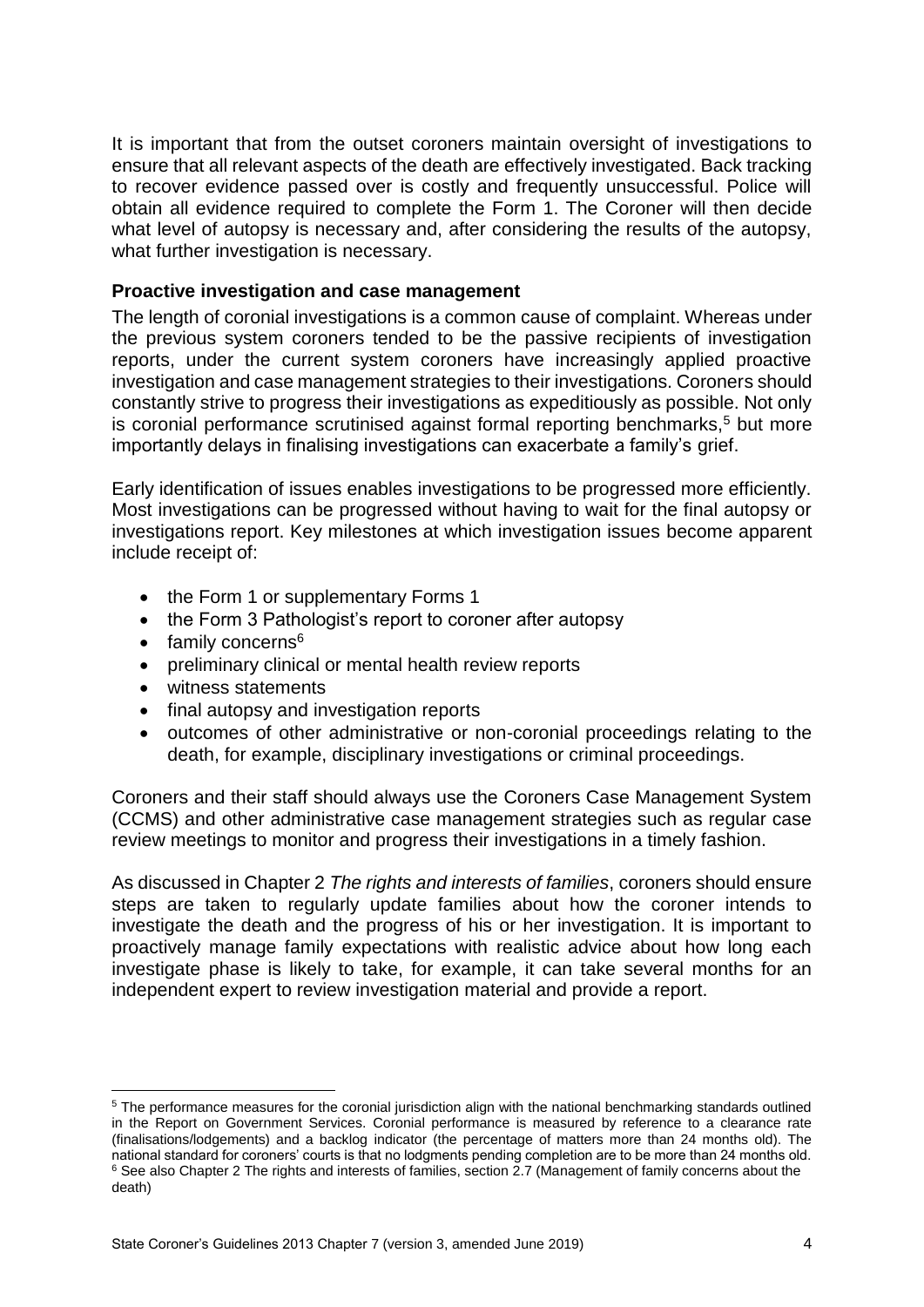It is important that from the outset coroners maintain oversight of investigations to ensure that all relevant aspects of the death are effectively investigated. Back tracking to recover evidence passed over is costly and frequently unsuccessful. Police will obtain all evidence required to complete the Form 1. The Coroner will then decide what level of autopsy is necessary and, after considering the results of the autopsy, what further investigation is necessary.

### Proactive investigation and case management

The length of coronial investigations is a common cause of complaint. Whereas under the previous system coroners tended to be the passive recipients of investigation reports, under the current system coroners have increasingly applied proactive investigation and case management strategies to their investigations. Coroners should constantly strive to progress their investigations as expeditiously as possible. Not only is coronial performance scrutinised against formal reporting benchmarks,[5] but more importantly delays in finalising investigations can exacerbate a family's grief.

Early identification of issues enables investigations to be progressed more efficiently. Most investigations can be progressed without having to wait for the final autopsy or investigations report. Key milestones at which investigation issues become apparent include receipt of:

- the Form 1 or supplementary Forms 1
- the Form 3 Pathologist's report to coroner after autopsy
- family concerns[6]
- preliminary clinical or mental health review reports
- witness statements
- final autopsy and investigation reports
- outcomes of other administrative or non-coronial proceedings relating to the death, for example, disciplinary investigations or criminal proceedings.

Coroners and their staff should always use the Coroners Case Management System (CCMS) and other administrative case management strategies such as regular case review meetings to monitor and progress their investigations in a timely fashion.

As discussed in Chapter 2 *The rights and interests of families*, coroners should ensure steps are taken to regularly update families about how the coroner intends to investigate the death and the progress of his or her investigation. It is important to proactively manage family expectations with realistic advice about how long each investigate phase is likely to take, for example, it can take several months for an independent expert to review investigation material and provide a report.

---

[5] The performance measures for the coronial jurisdiction align with the national benchmarking standards outlined in the Report on Government Services. Coronial performance is measured by reference to a clearance rate (finalisations/lodgements) and a backlog indicator (the percentage of matters more than 24 months old). The national standard for coroners' courts is that no lodgments pending completion are to be more than 24 months old.

[6] See also Chapter 2 The rights and interests of families, section 2.7 (Management of family concerns about the death)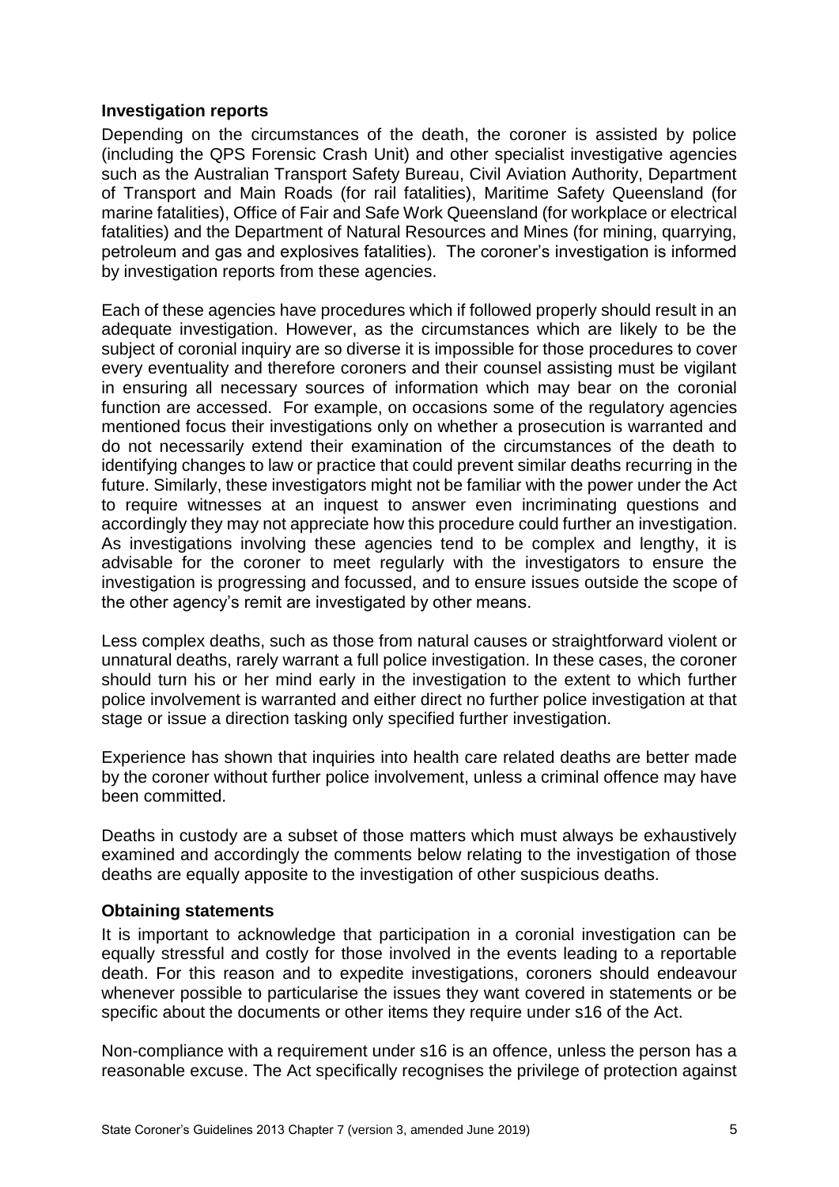### Investigation reports

Depending on the circumstances of the death, the coroner is assisted by police (including the QPS Forensic Crash Unit) and other specialist investigative agencies such as the Australian Transport Safety Bureau, Civil Aviation Authority, Department of Transport and Main Roads (for rail fatalities), Maritime Safety Queensland (for marine fatalities), Office of Fair and Safe Work Queensland (for workplace or electrical fatalities) and the Department of Natural Resources and Mines (for mining, quarrying, petroleum and gas and explosives fatalities). The coroner's investigation is informed by investigation reports from these agencies.

Each of these agencies have procedures which if followed properly should result in an adequate investigation. However, as the circumstances which are likely to be the subject of coronial inquiry are so diverse it is impossible for those procedures to cover every eventuality and therefore coroners and their counsel assisting must be vigilant in ensuring all necessary sources of information which may bear on the coronial function are accessed. For example, on occasions some of the regulatory agencies mentioned focus their investigations only on whether a prosecution is warranted and do not necessarily extend their examination of the circumstances of the death to identifying changes to law or practice that could prevent similar deaths recurring in the future. Similarly, these investigators might not be familiar with the power under the Act to require witnesses at an inquest to answer even incriminating questions and accordingly they may not appreciate how this procedure could further an investigation. As investigations involving these agencies tend to be complex and lengthy, it is advisable for the coroner to meet regularly with the investigators to ensure the investigation is progressing and focussed, and to ensure issues outside the scope of the other agency's remit are investigated by other means.

Less complex deaths, such as those from natural causes or straightforward violent or unnatural deaths, rarely warrant a full police investigation. In these cases, the coroner should turn his or her mind early in the investigation to the extent to which further police involvement is warranted and either direct no further police investigation at that stage or issue a direction tasking only specified further investigation.

Experience has shown that inquiries into health care related deaths are better made by the coroner without further police involvement, unless a criminal offence may have been committed.

Deaths in custody are a subset of those matters which must always be exhaustively examined and accordingly the comments below relating to the investigation of those deaths are equally apposite to the investigation of other suspicious deaths.

### Obtaining statements

It is important to acknowledge that participation in a coronial investigation can be equally stressful and costly for those involved in the events leading to a reportable death. For this reason and to expedite investigations, coroners should endeavour whenever possible to particularise the issues they want covered in statements or be specific about the documents or other items they require under s16 of the Act.

Non-compliance with a requirement under s16 is an offence, unless the person has a reasonable excuse. The Act specifically recognises the privilege of protection against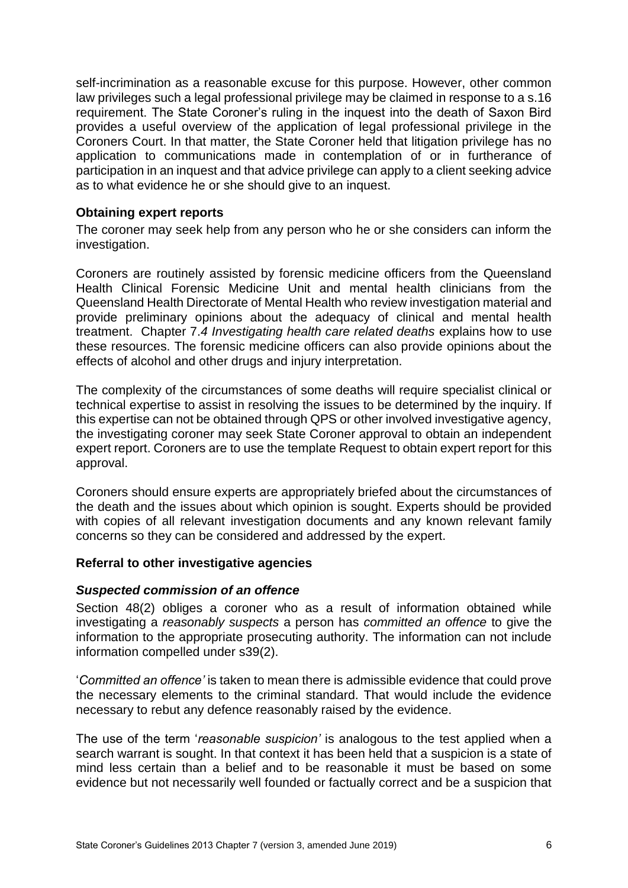self-incrimination as a reasonable excuse for this purpose. However, other common law privileges such a legal professional privilege may be claimed in response to a s.16 requirement. The State Coroner's ruling in the inquest into the death of Saxon Bird provides a useful overview of the application of legal professional privilege in the Coroners Court. In that matter, the State Coroner held that litigation privilege has no application to communications made in contemplation of or in furtherance of participation in an inquest and that advice privilege can apply to a client seeking advice as to what evidence he or she should give to an inquest.

### Obtaining expert reports

The coroner may seek help from any person who he or she considers can inform the investigation.

Coroners are routinely assisted by forensic medicine officers from the Queensland Health Clinical Forensic Medicine Unit and mental health clinicians from the Queensland Health Directorate of Mental Health who review investigation material and provide preliminary opinions about the adequacy of clinical and mental health treatment. Chapter 7*.4 Investigating health care related deaths* explains how to use these resources. The forensic medicine officers can also provide opinions about the effects of alcohol and other drugs and injury interpretation.

The complexity of the circumstances of some deaths will require specialist clinical or technical expertise to assist in resolving the issues to be determined by the inquiry. If this expertise can not be obtained through QPS or other involved investigative agency, the investigating coroner may seek State Coroner approval to obtain an independent expert report. Coroners are to use the template Request to obtain expert report for this approval.

Coroners should ensure experts are appropriately briefed about the circumstances of the death and the issues about which opinion is sought. Experts should be provided with copies of all relevant investigation documents and any known relevant family concerns so they can be considered and addressed by the expert.

### Referral to other investigative agencies

#### *Suspected commission of an offence*

Section 48(2) obliges a coroner who as a result of information obtained while investigating a *reasonably suspects* a person has *committed an offence* to give the information to the appropriate prosecuting authority. The information can not include information compelled under s39(2).

'*Committed an offence'* is taken to mean there is admissible evidence that could prove the necessary elements to the criminal standard. That would include the evidence necessary to rebut any defence reasonably raised by the evidence.

The use of the term '*reasonable suspicion'* is analogous to the test applied when a search warrant is sought. In that context it has been held that a suspicion is a state of mind less certain than a belief and to be reasonable it must be based on some evidence but not necessarily well founded or factually correct and be a suspicion that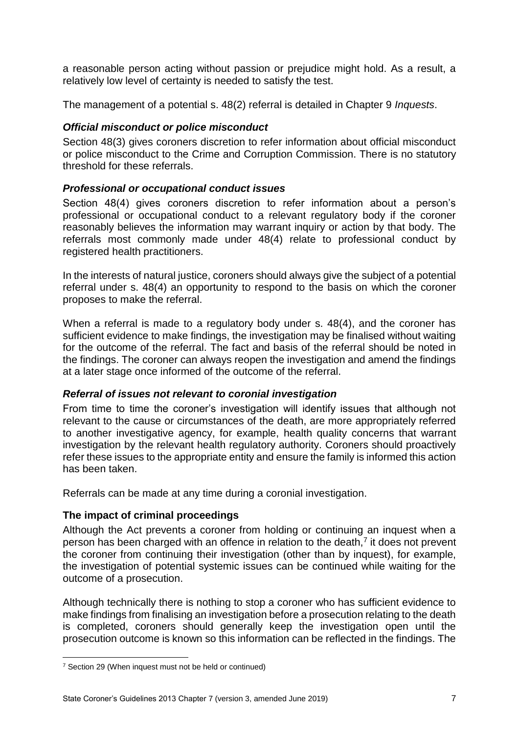a reasonable person acting without passion or prejudice might hold. As a result, a relatively low level of certainty is needed to satisfy the test.

The management of a potential s. 48(2) referral is detailed in Chapter 9 *Inquests*.

### *Official misconduct or police misconduct*

Section 48(3) gives coroners discretion to refer information about official misconduct or police misconduct to the Crime and Corruption Commission. There is no statutory threshold for these referrals.

### *Professional or occupational conduct issues*

Section 48(4) gives coroners discretion to refer information about a person's professional or occupational conduct to a relevant regulatory body if the coroner reasonably believes the information may warrant inquiry or action by that body. The referrals most commonly made under 48(4) relate to professional conduct by registered health practitioners.

In the interests of natural justice, coroners should always give the subject of a potential referral under s. 48(4) an opportunity to respond to the basis on which the coroner proposes to make the referral.

When a referral is made to a regulatory body under s. 48(4), and the coroner has sufficient evidence to make findings, the investigation may be finalised without waiting for the outcome of the referral. The fact and basis of the referral should be noted in the findings. The coroner can always reopen the investigation and amend the findings at a later stage once informed of the outcome of the referral.

### *Referral of issues not relevant to coronial investigation*

From time to time the coroner's investigation will identify issues that although not relevant to the cause or circumstances of the death, are more appropriately referred to another investigative agency, for example, health quality concerns that warrant investigation by the relevant health regulatory authority. Coroners should proactively refer these issues to the appropriate entity and ensure the family is informed this action has been taken.

Referrals can be made at any time during a coronial investigation.

## **The impact of criminal proceedings**

Although the Act prevents a coroner from holding or continuing an inquest when a person has been charged with an offence in relation to the death,[7] it does not prevent the coroner from continuing their investigation (other than by inquest), for example, the investigation of potential systemic issues can be continued while waiting for the outcome of a prosecution.

Although technically there is nothing to stop a coroner who has sufficient evidence to make findings from finalising an investigation before a prosecution relating to the death is completed, coroners should generally keep the investigation open until the prosecution outcome is known so this information can be reflected in the findings. The

[7] Section 29 (When inquest must not be held or continued)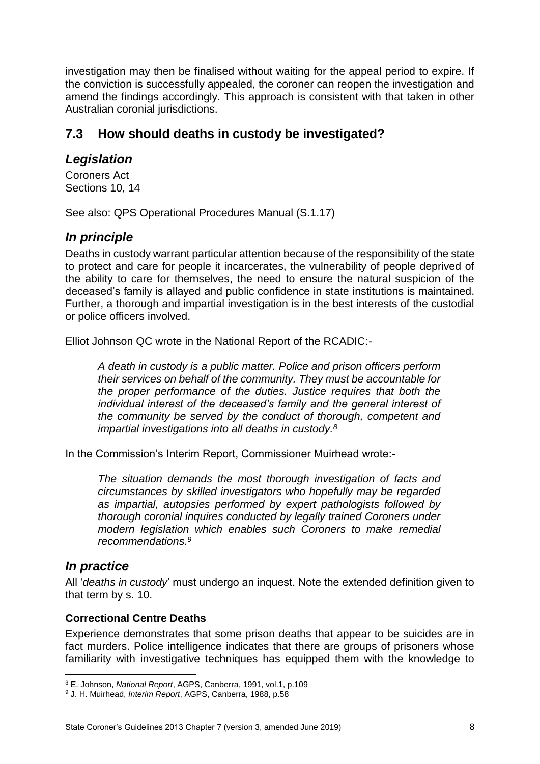investigation may then be finalised without waiting for the appeal period to expire. If the conviction is successfully appealed, the coroner can reopen the investigation and amend the findings accordingly. This approach is consistent with that taken in other Australian coronial jurisdictions.

## 7.3 How should deaths in custody be investigated?

### *Legislation*

Coroners Act
Sections 10, 14

See also: QPS Operational Procedures Manual (S.1.17)

### *In principle*

Deaths in custody warrant particular attention because of the responsibility of the state to protect and care for people it incarcerates, the vulnerability of people deprived of the ability to care for themselves, the need to ensure the natural suspicion of the deceased's family is allayed and public confidence in state institutions is maintained. Further, a thorough and impartial investigation is in the best interests of the custodial or police officers involved.

Elliot Johnson QC wrote in the National Report of the RCADIC:-

> *A death in custody is a public matter. Police and prison officers perform their services on behalf of the community. They must be accountable for the proper performance of the duties. Justice requires that both the individual interest of the deceased's family and the general interest of the community be served by the conduct of thorough, competent and impartial investigations into all deaths in custody.*[8]

In the Commission's Interim Report, Commissioner Muirhead wrote:-

> *The situation demands the most thorough investigation of facts and circumstances by skilled investigators who hopefully may be regarded as impartial, autopsies performed by expert pathologists followed by thorough coronial inquires conducted by legally trained Coroners under modern legislation which enables such Coroners to make remedial recommendations.*[9]

### *In practice*

All '*deaths in custody*' must undergo an inquest. Note the extended definition given to that term by s. 10.

#### **Correctional Centre Deaths**

Experience demonstrates that some prison deaths that appear to be suicides are in fact murders. Police intelligence indicates that there are groups of prisoners whose familiarity with investigative techniques has equipped them with the knowledge to

---

[8] E. Johnson, *National Report*, AGPS, Canberra, 1991, vol.1, p.109

[9] J. H. Muirhead, *Interim Report*, AGPS, Canberra, 1988, p.58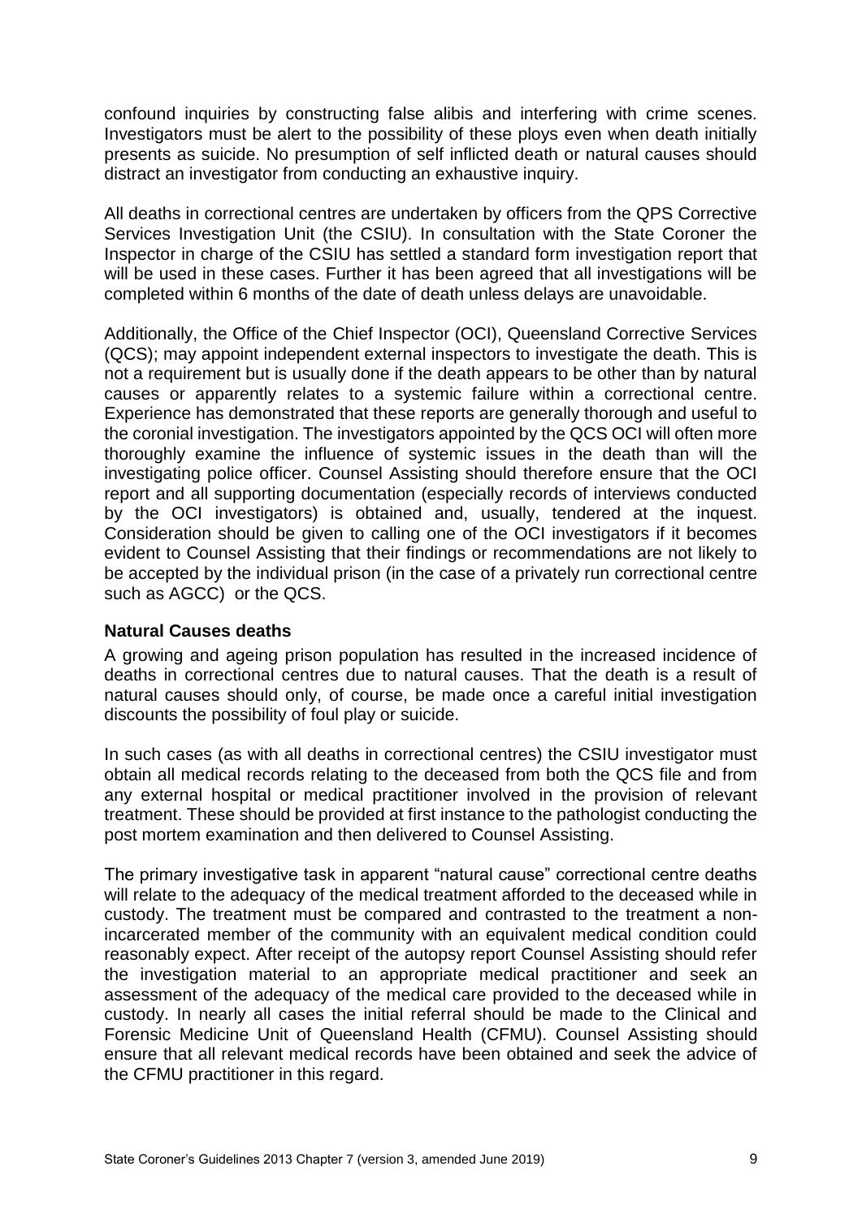confound inquiries by constructing false alibis and interfering with crime scenes. Investigators must be alert to the possibility of these ploys even when death initially presents as suicide. No presumption of self inflicted death or natural causes should distract an investigator from conducting an exhaustive inquiry.

All deaths in correctional centres are undertaken by officers from the QPS Corrective Services Investigation Unit (the CSIU). In consultation with the State Coroner the Inspector in charge of the CSIU has settled a standard form investigation report that will be used in these cases. Further it has been agreed that all investigations will be completed within 6 months of the date of death unless delays are unavoidable.

Additionally, the Office of the Chief Inspector (OCI), Queensland Corrective Services (QCS); may appoint independent external inspectors to investigate the death. This is not a requirement but is usually done if the death appears to be other than by natural causes or apparently relates to a systemic failure within a correctional centre. Experience has demonstrated that these reports are generally thorough and useful to the coronial investigation. The investigators appointed by the QCS OCI will often more thoroughly examine the influence of systemic issues in the death than will the investigating police officer. Counsel Assisting should therefore ensure that the OCI report and all supporting documentation (especially records of interviews conducted by the OCI investigators) is obtained and, usually, tendered at the inquest. Consideration should be given to calling one of the OCI investigators if it becomes evident to Counsel Assisting that their findings or recommendations are not likely to be accepted by the individual prison (in the case of a privately run correctional centre such as AGCC) or the QCS.

**Natural Causes deaths**

A growing and ageing prison population has resulted in the increased incidence of deaths in correctional centres due to natural causes. That the death is a result of natural causes should only, of course, be made once a careful initial investigation discounts the possibility of foul play or suicide.

In such cases (as with all deaths in correctional centres) the CSIU investigator must obtain all medical records relating to the deceased from both the QCS file and from any external hospital or medical practitioner involved in the provision of relevant treatment. These should be provided at first instance to the pathologist conducting the post mortem examination and then delivered to Counsel Assisting.

The primary investigative task in apparent "natural cause" correctional centre deaths will relate to the adequacy of the medical treatment afforded to the deceased while in custody. The treatment must be compared and contrasted to the treatment a non-incarcerated member of the community with an equivalent medical condition could reasonably expect. After receipt of the autopsy report Counsel Assisting should refer the investigation material to an appropriate medical practitioner and seek an assessment of the adequacy of the medical care provided to the deceased while in custody. In nearly all cases the initial referral should be made to the Clinical and Forensic Medicine Unit of Queensland Health (CFMU). Counsel Assisting should ensure that all relevant medical records have been obtained and seek the advice of the CFMU practitioner in this regard.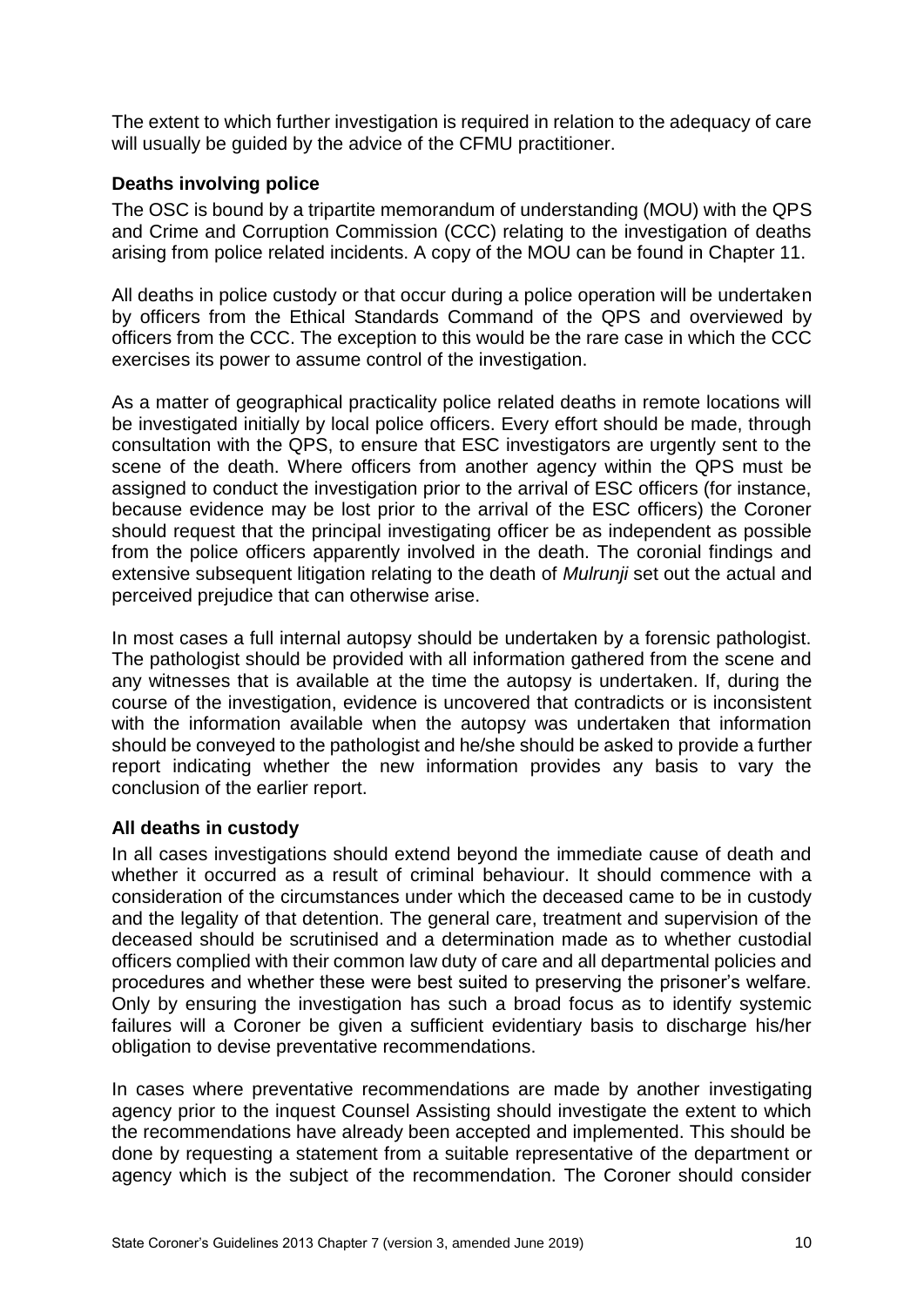The extent to which further investigation is required in relation to the adequacy of care will usually be guided by the advice of the CFMU practitioner.

### Deaths involving police

The OSC is bound by a tripartite memorandum of understanding (MOU) with the QPS and Crime and Corruption Commission (CCC) relating to the investigation of deaths arising from police related incidents. A copy of the MOU can be found in Chapter 11.

All deaths in police custody or that occur during a police operation will be undertaken by officers from the Ethical Standards Command of the QPS and overviewed by officers from the CCC. The exception to this would be the rare case in which the CCC exercises its power to assume control of the investigation.

As a matter of geographical practicality police related deaths in remote locations will be investigated initially by local police officers. Every effort should be made, through consultation with the QPS, to ensure that ESC investigators are urgently sent to the scene of the death. Where officers from another agency within the QPS must be assigned to conduct the investigation prior to the arrival of ESC officers (for instance, because evidence may be lost prior to the arrival of the ESC officers) the Coroner should request that the principal investigating officer be as independent as possible from the police officers apparently involved in the death. The coronial findings and extensive subsequent litigation relating to the death of *Mulrunji* set out the actual and perceived prejudice that can otherwise arise.

In most cases a full internal autopsy should be undertaken by a forensic pathologist. The pathologist should be provided with all information gathered from the scene and any witnesses that is available at the time the autopsy is undertaken. If, during the course of the investigation, evidence is uncovered that contradicts or is inconsistent with the information available when the autopsy was undertaken that information should be conveyed to the pathologist and he/she should be asked to provide a further report indicating whether the new information provides any basis to vary the conclusion of the earlier report.

### All deaths in custody

In all cases investigations should extend beyond the immediate cause of death and whether it occurred as a result of criminal behaviour. It should commence with a consideration of the circumstances under which the deceased came to be in custody and the legality of that detention. The general care, treatment and supervision of the deceased should be scrutinised and a determination made as to whether custodial officers complied with their common law duty of care and all departmental policies and procedures and whether these were best suited to preserving the prisoner's welfare. Only by ensuring the investigation has such a broad focus as to identify systemic failures will a Coroner be given a sufficient evidentiary basis to discharge his/her obligation to devise preventative recommendations.

In cases where preventative recommendations are made by another investigating agency prior to the inquest Counsel Assisting should investigate the extent to which the recommendations have already been accepted and implemented. This should be done by requesting a statement from a suitable representative of the department or agency which is the subject of the recommendation. The Coroner should consider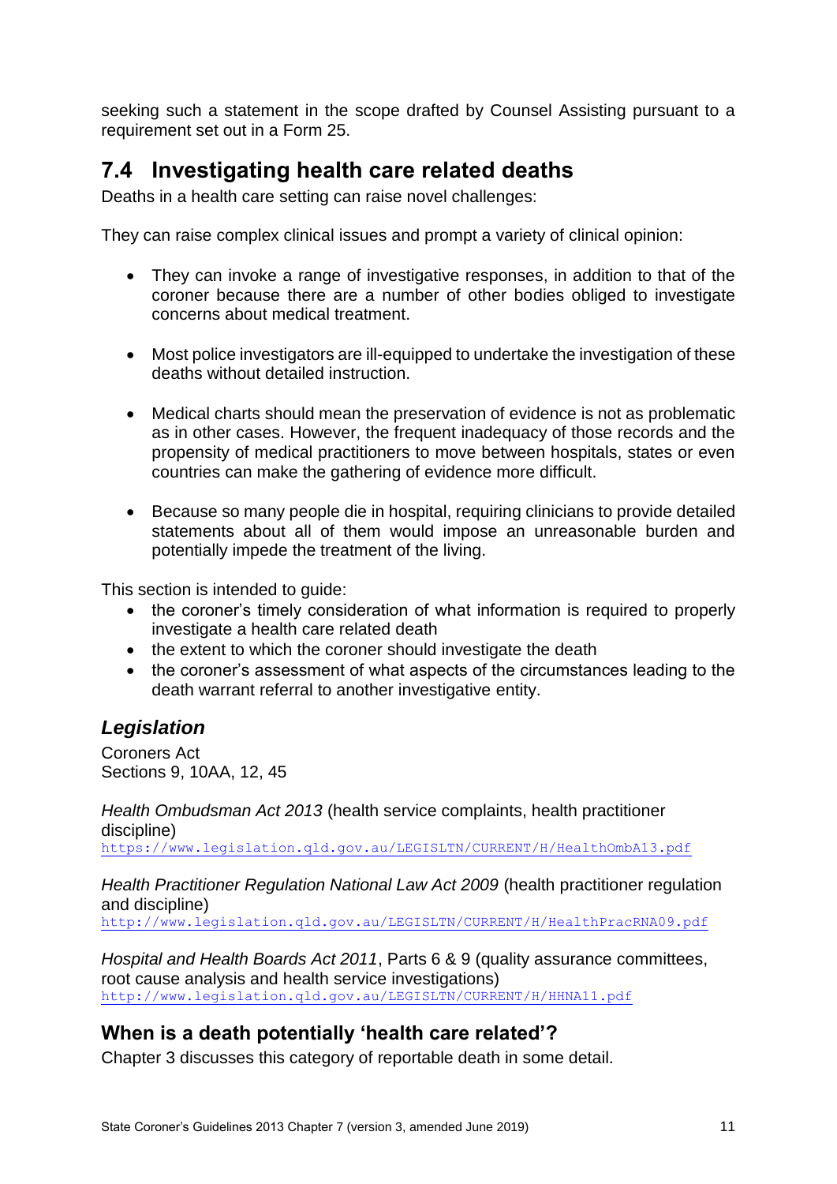seeking such a statement in the scope drafted by Counsel Assisting pursuant to a requirement set out in a Form 25.

## 7.4 Investigating health care related deaths

Deaths in a health care setting can raise novel challenges:

They can raise complex clinical issues and prompt a variety of clinical opinion:

- They can invoke a range of investigative responses, in addition to that of the coroner because there are a number of other bodies obliged to investigate concerns about medical treatment.
- Most police investigators are ill-equipped to undertake the investigation of these deaths without detailed instruction.
- Medical charts should mean the preservation of evidence is not as problematic as in other cases. However, the frequent inadequacy of those records and the propensity of medical practitioners to move between hospitals, states or even countries can make the gathering of evidence more difficult.
- Because so many people die in hospital, requiring clinicians to provide detailed statements about all of them would impose an unreasonable burden and potentially impede the treatment of the living.

This section is intended to guide:

- the coroner's timely consideration of what information is required to properly investigate a health care related death
- the extent to which the coroner should investigate the death
- the coroner's assessment of what aspects of the circumstances leading to the death warrant referral to another investigative entity.

### *Legislation*

Coroners Act
Sections 9, 10AA, 12, 45

*Health Ombudsman Act 2013* (health service complaints, health practitioner discipline)
https://www.legislation.qld.gov.au/LEGISLTN/CURRENT/H/HealthOmbA13.pdf

*Health Practitioner Regulation National Law Act 2009* (health practitioner regulation and discipline)
http://www.legislation.qld.gov.au/LEGISLTN/CURRENT/H/HealthPracRNA09.pdf

*Hospital and Health Boards Act 2011*, Parts 6 & 9 (quality assurance committees, root cause analysis and health service investigations)
http://www.legislation.qld.gov.au/LEGISLTN/CURRENT/H/HHNA11.pdf

### When is a death potentially 'health care related'?

Chapter 3 discusses this category of reportable death in some detail.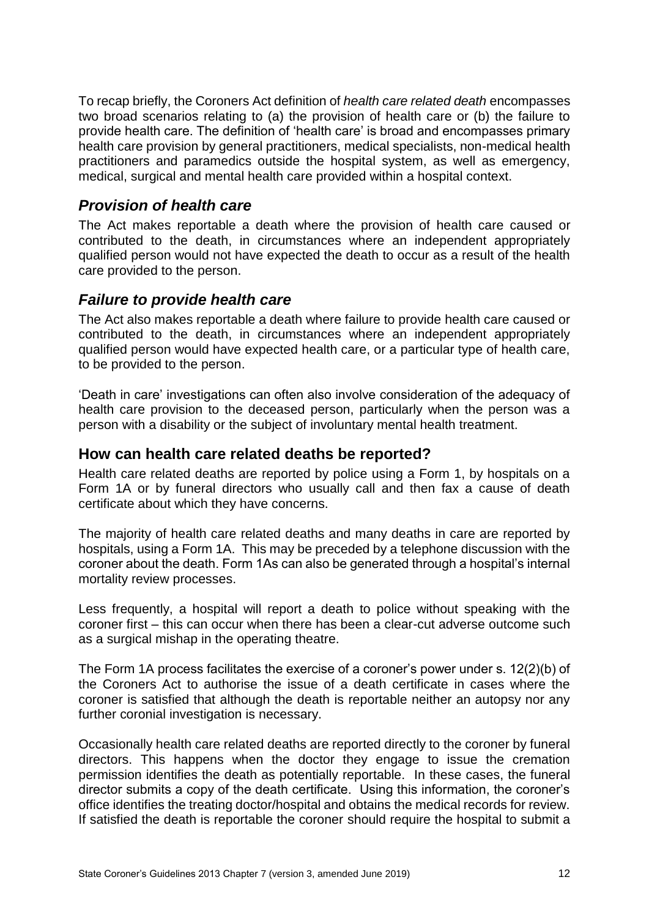To recap briefly, the Coroners Act definition of *health care related death* encompasses two broad scenarios relating to (a) the provision of health care or (b) the failure to provide health care. The definition of 'health care' is broad and encompasses primary health care provision by general practitioners, medical specialists, non-medical health practitioners and paramedics outside the hospital system, as well as emergency, medical, surgical and mental health care provided within a hospital context.

### *Provision of health care*

The Act makes reportable a death where the provision of health care caused or contributed to the death, in circumstances where an independent appropriately qualified person would not have expected the death to occur as a result of the health care provided to the person.

### *Failure to provide health care*

The Act also makes reportable a death where failure to provide health care caused or contributed to the death, in circumstances where an independent appropriately qualified person would have expected health care, or a particular type of health care, to be provided to the person.

'Death in care' investigations can often also involve consideration of the adequacy of health care provision to the deceased person, particularly when the person was a person with a disability or the subject of involuntary mental health treatment.

## How can health care related deaths be reported?

Health care related deaths are reported by police using a Form 1, by hospitals on a Form 1A or by funeral directors who usually call and then fax a cause of death certificate about which they have concerns.

The majority of health care related deaths and many deaths in care are reported by hospitals, using a Form 1A. This may be preceded by a telephone discussion with the coroner about the death. Form 1As can also be generated through a hospital's internal mortality review processes.

Less frequently, a hospital will report a death to police without speaking with the coroner first – this can occur when there has been a clear-cut adverse outcome such as a surgical mishap in the operating theatre.

The Form 1A process facilitates the exercise of a coroner's power under s. 12(2)(b) of the Coroners Act to authorise the issue of a death certificate in cases where the coroner is satisfied that although the death is reportable neither an autopsy nor any further coronial investigation is necessary.

Occasionally health care related deaths are reported directly to the coroner by funeral directors. This happens when the doctor they engage to issue the cremation permission identifies the death as potentially reportable. In these cases, the funeral director submits a copy of the death certificate. Using this information, the coroner's office identifies the treating doctor/hospital and obtains the medical records for review. If satisfied the death is reportable the coroner should require the hospital to submit a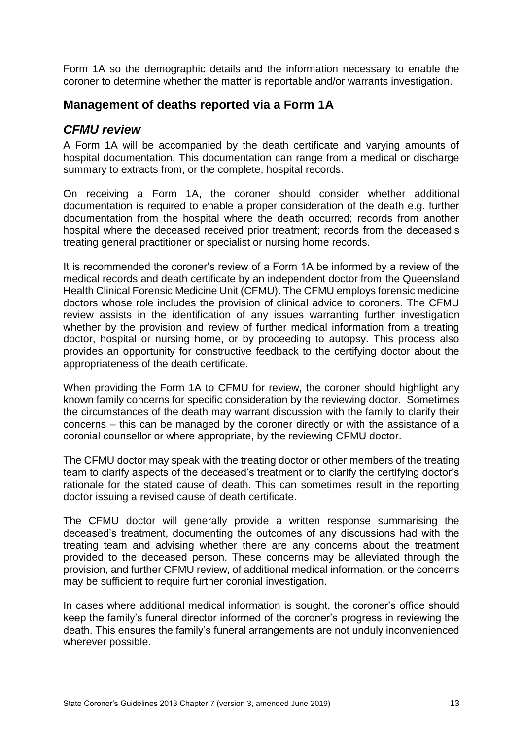Form 1A so the demographic details and the information necessary to enable the coroner to determine whether the matter is reportable and/or warrants investigation.

## Management of deaths reported via a Form 1A

### *CFMU review*

A Form 1A will be accompanied by the death certificate and varying amounts of hospital documentation. This documentation can range from a medical or discharge summary to extracts from, or the complete, hospital records.

On receiving a Form 1A, the coroner should consider whether additional documentation is required to enable a proper consideration of the death e.g. further documentation from the hospital where the death occurred; records from another hospital where the deceased received prior treatment; records from the deceased's treating general practitioner or specialist or nursing home records.

It is recommended the coroner's review of a Form 1A be informed by a review of the medical records and death certificate by an independent doctor from the Queensland Health Clinical Forensic Medicine Unit (CFMU). The CFMU employs forensic medicine doctors whose role includes the provision of clinical advice to coroners. The CFMU review assists in the identification of any issues warranting further investigation whether by the provision and review of further medical information from a treating doctor, hospital or nursing home, or by proceeding to autopsy. This process also provides an opportunity for constructive feedback to the certifying doctor about the appropriateness of the death certificate.

When providing the Form 1A to CFMU for review, the coroner should highlight any known family concerns for specific consideration by the reviewing doctor. Sometimes the circumstances of the death may warrant discussion with the family to clarify their concerns – this can be managed by the coroner directly or with the assistance of a coronial counsellor or where appropriate, by the reviewing CFMU doctor.

The CFMU doctor may speak with the treating doctor or other members of the treating team to clarify aspects of the deceased's treatment or to clarify the certifying doctor's rationale for the stated cause of death. This can sometimes result in the reporting doctor issuing a revised cause of death certificate.

The CFMU doctor will generally provide a written response summarising the deceased's treatment, documenting the outcomes of any discussions had with the treating team and advising whether there are any concerns about the treatment provided to the deceased person. These concerns may be alleviated through the provision, and further CFMU review, of additional medical information, or the concerns may be sufficient to require further coronial investigation.

In cases where additional medical information is sought, the coroner's office should keep the family's funeral director informed of the coroner's progress in reviewing the death. This ensures the family's funeral arrangements are not unduly inconvenienced wherever possible.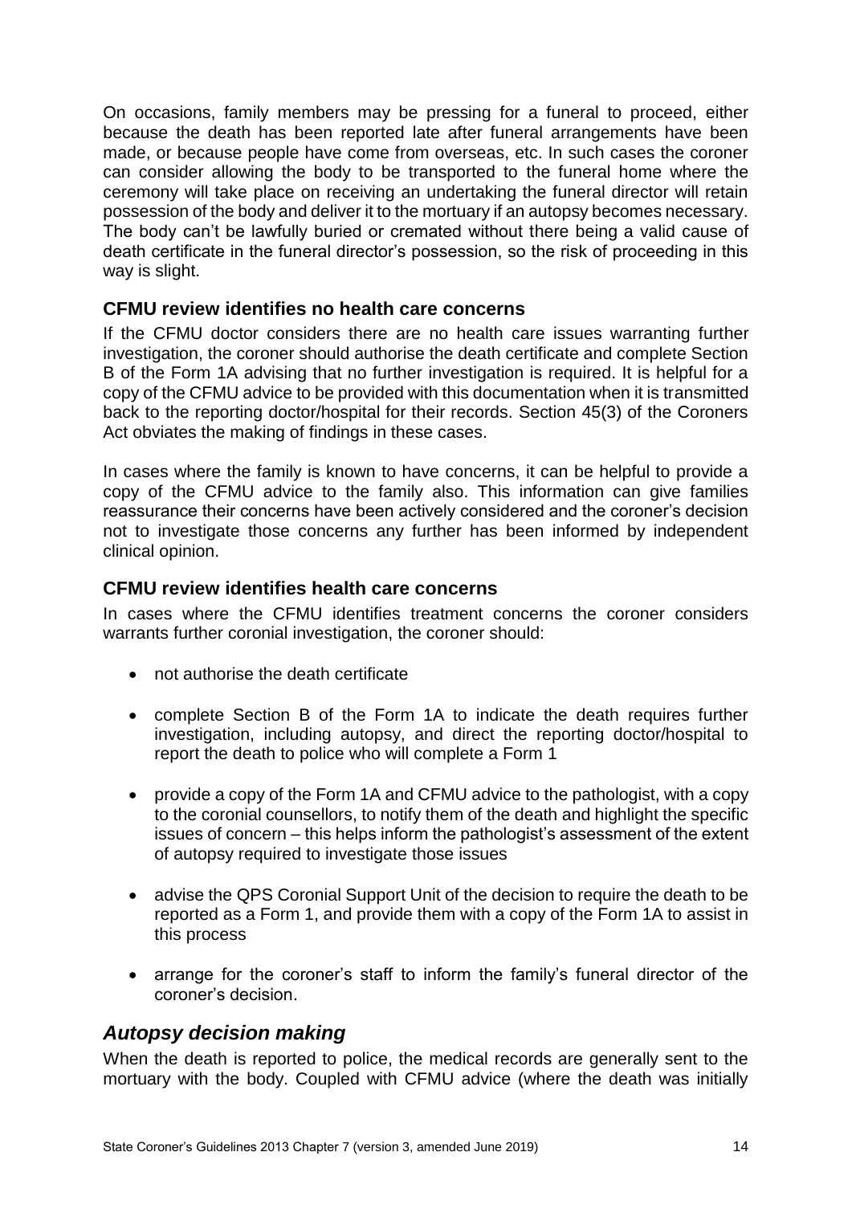On occasions, family members may be pressing for a funeral to proceed, either because the death has been reported late after funeral arrangements have been made, or because people have come from overseas, etc. In such cases the coroner can consider allowing the body to be transported to the funeral home where the ceremony will take place on receiving an undertaking the funeral director will retain possession of the body and deliver it to the mortuary if an autopsy becomes necessary. The body can't be lawfully buried or cremated without there being a valid cause of death certificate in the funeral director's possession, so the risk of proceeding in this way is slight.

### CFMU review identifies no health care concerns

If the CFMU doctor considers there are no health care issues warranting further investigation, the coroner should authorise the death certificate and complete Section B of the Form 1A advising that no further investigation is required. It is helpful for a copy of the CFMU advice to be provided with this documentation when it is transmitted back to the reporting doctor/hospital for their records. Section 45(3) of the Coroners Act obviates the making of findings in these cases.

In cases where the family is known to have concerns, it can be helpful to provide a copy of the CFMU advice to the family also. This information can give families reassurance their concerns have been actively considered and the coroner's decision not to investigate those concerns any further has been informed by independent clinical opinion.

### CFMU review identifies health care concerns

In cases where the CFMU identifies treatment concerns the coroner considers warrants further coronial investigation, the coroner should:

- not authorise the death certificate
- complete Section B of the Form 1A to indicate the death requires further investigation, including autopsy, and direct the reporting doctor/hospital to report the death to police who will complete a Form 1
- provide a copy of the Form 1A and CFMU advice to the pathologist, with a copy to the coronial counsellors, to notify them of the death and highlight the specific issues of concern – this helps inform the pathologist's assessment of the extent of autopsy required to investigate those issues
- advise the QPS Coronial Support Unit of the decision to require the death to be reported as a Form 1, and provide them with a copy of the Form 1A to assist in this process
- arrange for the coroner's staff to inform the family's funeral director of the coroner's decision.

## *Autopsy decision making*

When the death is reported to police, the medical records are generally sent to the mortuary with the body. Coupled with CFMU advice (where the death was initially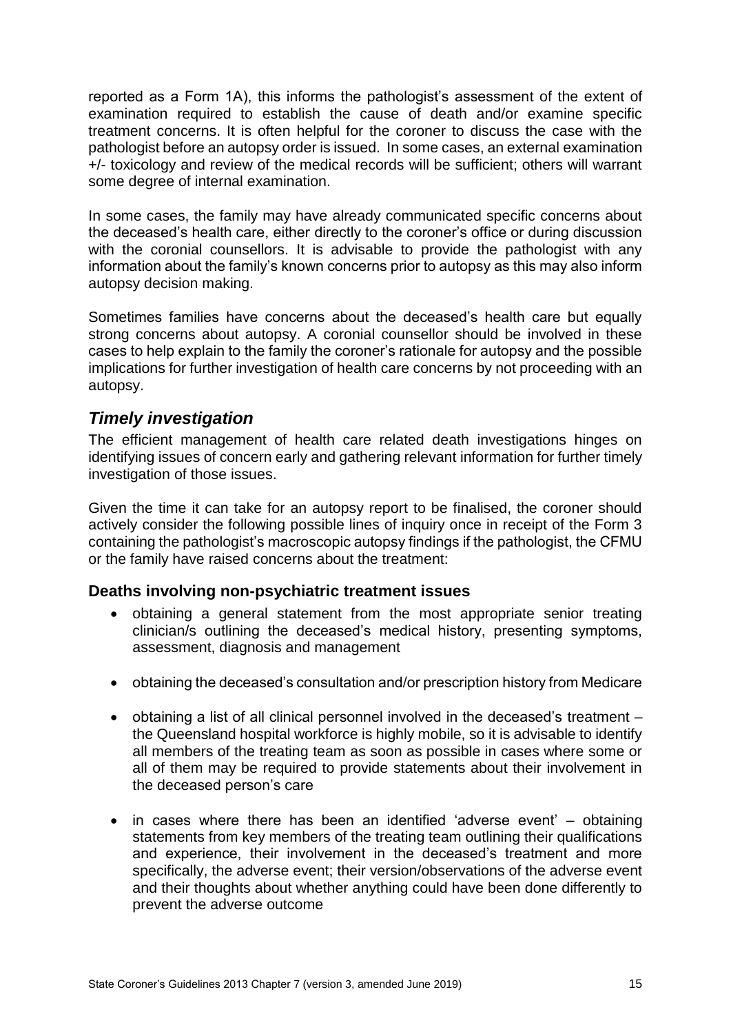reported as a Form 1A), this informs the pathologist's assessment of the extent of examination required to establish the cause of death and/or examine specific treatment concerns. It is often helpful for the coroner to discuss the case with the pathologist before an autopsy order is issued. In some cases, an external examination +/- toxicology and review of the medical records will be sufficient; others will warrant some degree of internal examination.

In some cases, the family may have already communicated specific concerns about the deceased's health care, either directly to the coroner's office or during discussion with the coronial counsellors. It is advisable to provide the pathologist with any information about the family's known concerns prior to autopsy as this may also inform autopsy decision making.

Sometimes families have concerns about the deceased's health care but equally strong concerns about autopsy. A coronial counsellor should be involved in these cases to help explain to the family the coroner's rationale for autopsy and the possible implications for further investigation of health care concerns by not proceeding with an autopsy.

## *Timely investigation*

The efficient management of health care related death investigations hinges on identifying issues of concern early and gathering relevant information for further timely investigation of those issues.

Given the time it can take for an autopsy report to be finalised, the coroner should actively consider the following possible lines of inquiry once in receipt of the Form 3 containing the pathologist's macroscopic autopsy findings if the pathologist, the CFMU or the family have raised concerns about the treatment:

### Deaths involving non-psychiatric treatment issues

- obtaining a general statement from the most appropriate senior treating clinician/s outlining the deceased's medical history, presenting symptoms, assessment, diagnosis and management
- obtaining the deceased's consultation and/or prescription history from Medicare
- obtaining a list of all clinical personnel involved in the deceased's treatment – the Queensland hospital workforce is highly mobile, so it is advisable to identify all members of the treating team as soon as possible in cases where some or all of them may be required to provide statements about their involvement in the deceased person's care
- in cases where there has been an identified 'adverse event' – obtaining statements from key members of the treating team outlining their qualifications and experience, their involvement in the deceased's treatment and more specifically, the adverse event; their version/observations of the adverse event and their thoughts about whether anything could have been done differently to prevent the adverse outcome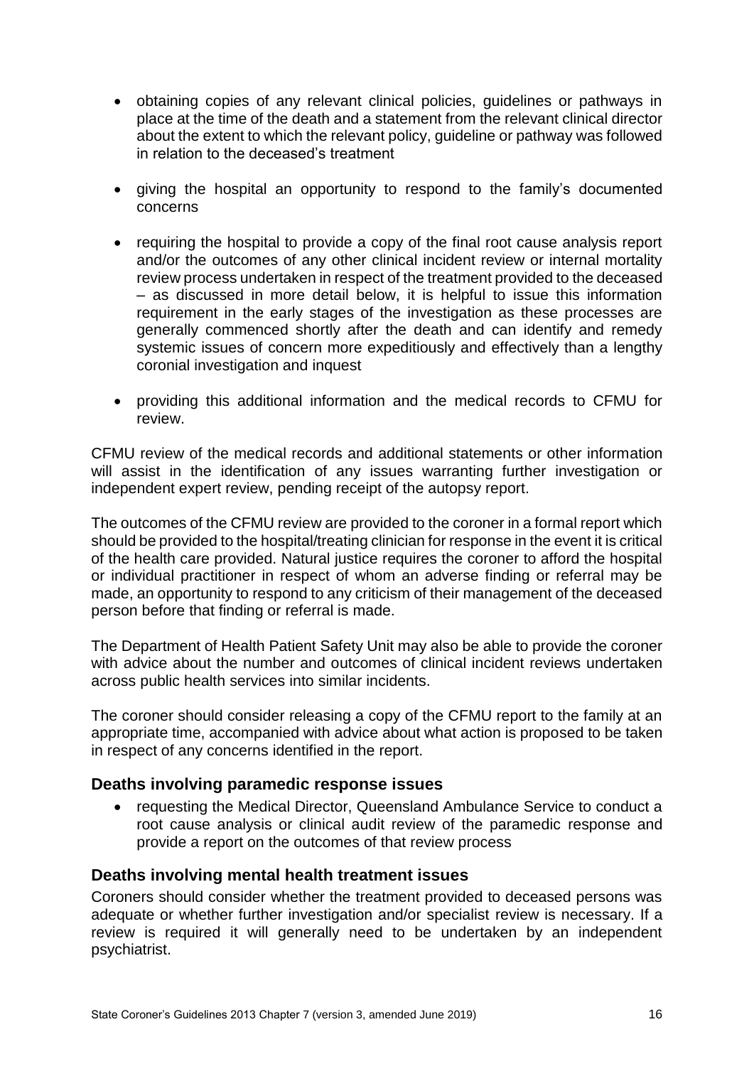- obtaining copies of any relevant clinical policies, guidelines or pathways in place at the time of the death and a statement from the relevant clinical director about the extent to which the relevant policy, guideline or pathway was followed in relation to the deceased's treatment

- giving the hospital an opportunity to respond to the family's documented concerns

- requiring the hospital to provide a copy of the final root cause analysis report and/or the outcomes of any other clinical incident review or internal mortality review process undertaken in respect of the treatment provided to the deceased – as discussed in more detail below, it is helpful to issue this information requirement in the early stages of the investigation as these processes are generally commenced shortly after the death and can identify and remedy systemic issues of concern more expeditiously and effectively than a lengthy coronial investigation and inquest

- providing this additional information and the medical records to CFMU for review.

CFMU review of the medical records and additional statements or other information will assist in the identification of any issues warranting further investigation or independent expert review, pending receipt of the autopsy report.

The outcomes of the CFMU review are provided to the coroner in a formal report which should be provided to the hospital/treating clinician for response in the event it is critical of the health care provided. Natural justice requires the coroner to afford the hospital or individual practitioner in respect of whom an adverse finding or referral may be made, an opportunity to respond to any criticism of their management of the deceased person before that finding or referral is made.

The Department of Health Patient Safety Unit may also be able to provide the coroner with advice about the number and outcomes of clinical incident reviews undertaken across public health services into similar incidents.

The coroner should consider releasing a copy of the CFMU report to the family at an appropriate time, accompanied with advice about what action is proposed to be taken in respect of any concerns identified in the report.

### Deaths involving paramedic response issues

- requesting the Medical Director, Queensland Ambulance Service to conduct a root cause analysis or clinical audit review of the paramedic response and provide a report on the outcomes of that review process

### Deaths involving mental health treatment issues

Coroners should consider whether the treatment provided to deceased persons was adequate or whether further investigation and/or specialist review is necessary. If a review is required it will generally need to be undertaken by an independent psychiatrist.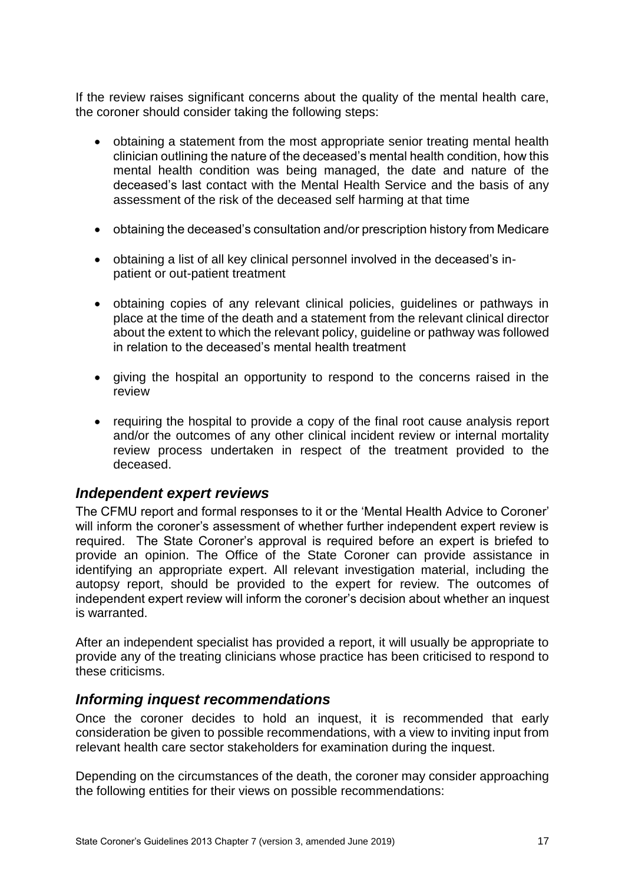If the review raises significant concerns about the quality of the mental health care, the coroner should consider taking the following steps:

- obtaining a statement from the most appropriate senior treating mental health clinician outlining the nature of the deceased's mental health condition, how this mental health condition was being managed, the date and nature of the deceased's last contact with the Mental Health Service and the basis of any assessment of the risk of the deceased self harming at that time
- obtaining the deceased's consultation and/or prescription history from Medicare
- obtaining a list of all key clinical personnel involved in the deceased's in-patient or out-patient treatment
- obtaining copies of any relevant clinical policies, guidelines or pathways in place at the time of the death and a statement from the relevant clinical director about the extent to which the relevant policy, guideline or pathway was followed in relation to the deceased's mental health treatment
- giving the hospital an opportunity to respond to the concerns raised in the review
- requiring the hospital to provide a copy of the final root cause analysis report and/or the outcomes of any other clinical incident review or internal mortality review process undertaken in respect of the treatment provided to the deceased.

### *Independent expert reviews*

The CFMU report and formal responses to it or the 'Mental Health Advice to Coroner' will inform the coroner's assessment of whether further independent expert review is required. The State Coroner's approval is required before an expert is briefed to provide an opinion. The Office of the State Coroner can provide assistance in identifying an appropriate expert. All relevant investigation material, including the autopsy report, should be provided to the expert for review. The outcomes of independent expert review will inform the coroner's decision about whether an inquest is warranted.

After an independent specialist has provided a report, it will usually be appropriate to provide any of the treating clinicians whose practice has been criticised to respond to these criticisms.

### *Informing inquest recommendations*

Once the coroner decides to hold an inquest, it is recommended that early consideration be given to possible recommendations, with a view to inviting input from relevant health care sector stakeholders for examination during the inquest.

Depending on the circumstances of the death, the coroner may consider approaching the following entities for their views on possible recommendations: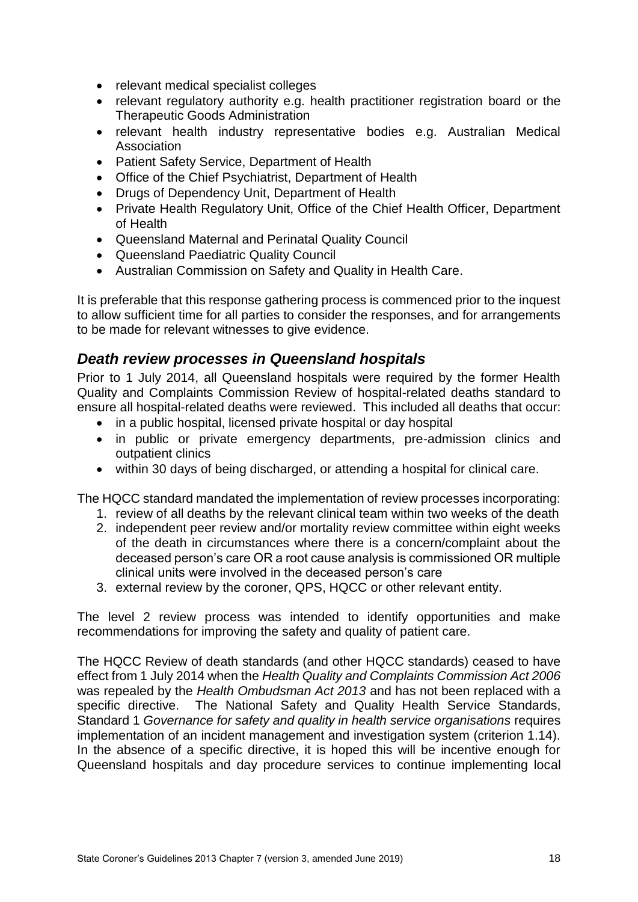- relevant medical specialist colleges
- relevant regulatory authority e.g. health practitioner registration board or the Therapeutic Goods Administration
- relevant health industry representative bodies e.g. Australian Medical Association
- Patient Safety Service, Department of Health
- Office of the Chief Psychiatrist, Department of Health
- Drugs of Dependency Unit, Department of Health
- Private Health Regulatory Unit, Office of the Chief Health Officer, Department of Health
- Queensland Maternal and Perinatal Quality Council
- Queensland Paediatric Quality Council
- Australian Commission on Safety and Quality in Health Care.

It is preferable that this response gathering process is commenced prior to the inquest to allow sufficient time for all parties to consider the responses, and for arrangements to be made for relevant witnesses to give evidence.

## *Death review processes in Queensland hospitals*

Prior to 1 July 2014, all Queensland hospitals were required by the former Health Quality and Complaints Commission Review of hospital-related deaths standard to ensure all hospital-related deaths were reviewed. This included all deaths that occur:

- in a public hospital, licensed private hospital or day hospital
- in public or private emergency departments, pre-admission clinics and outpatient clinics
- within 30 days of being discharged, or attending a hospital for clinical care.

The HQCC standard mandated the implementation of review processes incorporating:

1. review of all deaths by the relevant clinical team within two weeks of the death
2. independent peer review and/or mortality review committee within eight weeks of the death in circumstances where there is a concern/complaint about the deceased person's care OR a root cause analysis is commissioned OR multiple clinical units were involved in the deceased person's care
3. external review by the coroner, QPS, HQCC or other relevant entity.

The level 2 review process was intended to identify opportunities and make recommendations for improving the safety and quality of patient care.

The HQCC Review of death standards (and other HQCC standards) ceased to have effect from 1 July 2014 when the *Health Quality and Complaints Commission Act 2006* was repealed by the *Health Ombudsman Act 2013* and has not been replaced with a specific directive. The National Safety and Quality Health Service Standards, Standard 1 *Governance for safety and quality in health service organisations* requires implementation of an incident management and investigation system (criterion 1.14). In the absence of a specific directive, it is hoped this will be incentive enough for Queensland hospitals and day procedure services to continue implementing local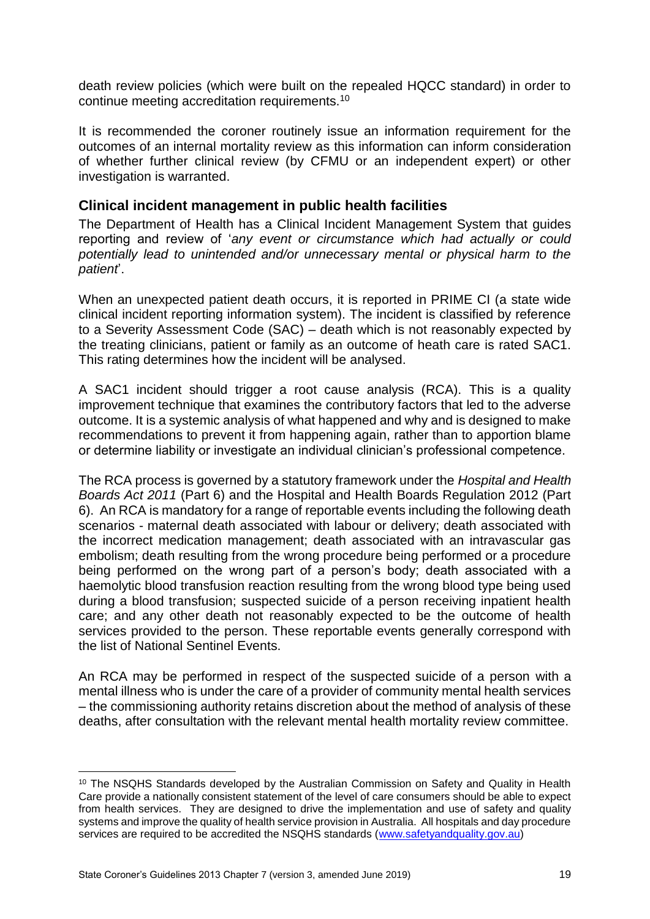death review policies (which were built on the repealed HQCC standard) in order to continue meeting accreditation requirements.[10]

It is recommended the coroner routinely issue an information requirement for the outcomes of an internal mortality review as this information can inform consideration of whether further clinical review (by CFMU or an independent expert) or other investigation is warranted.

## Clinical incident management in public health facilities

The Department of Health has a Clinical Incident Management System that guides reporting and review of '*any event or circumstance which had actually or could potentially lead to unintended and/or unnecessary mental or physical harm to the patient*'.

When an unexpected patient death occurs, it is reported in PRIME CI (a state wide clinical incident reporting information system). The incident is classified by reference to a Severity Assessment Code (SAC) – death which is not reasonably expected by the treating clinicians, patient or family as an outcome of heath care is rated SAC1. This rating determines how the incident will be analysed.

A SAC1 incident should trigger a root cause analysis (RCA). This is a quality improvement technique that examines the contributory factors that led to the adverse outcome. It is a systemic analysis of what happened and why and is designed to make recommendations to prevent it from happening again, rather than to apportion blame or determine liability or investigate an individual clinician's professional competence.

The RCA process is governed by a statutory framework under the *Hospital and Health Boards Act 2011* (Part 6) and the Hospital and Health Boards Regulation 2012 (Part 6). An RCA is mandatory for a range of reportable events including the following death scenarios - maternal death associated with labour or delivery; death associated with the incorrect medication management; death associated with an intravascular gas embolism; death resulting from the wrong procedure being performed or a procedure being performed on the wrong part of a person's body; death associated with a haemolytic blood transfusion reaction resulting from the wrong blood type being used during a blood transfusion; suspected suicide of a person receiving inpatient health care; and any other death not reasonably expected to be the outcome of health services provided to the person. These reportable events generally correspond with the list of National Sentinel Events.

An RCA may be performed in respect of the suspected suicide of a person with a mental illness who is under the care of a provider of community mental health services – the commissioning authority retains discretion about the method of analysis of these deaths, after consultation with the relevant mental health mortality review committee.

---

[10] The NSQHS Standards developed by the Australian Commission on Safety and Quality in Health Care provide a nationally consistent statement of the level of care consumers should be able to expect from health services. They are designed to drive the implementation and use of safety and quality systems and improve the quality of health service provision in Australia. All hospitals and day procedure services are required to be accredited the NSQHS standards (www.safetyandquality.gov.au)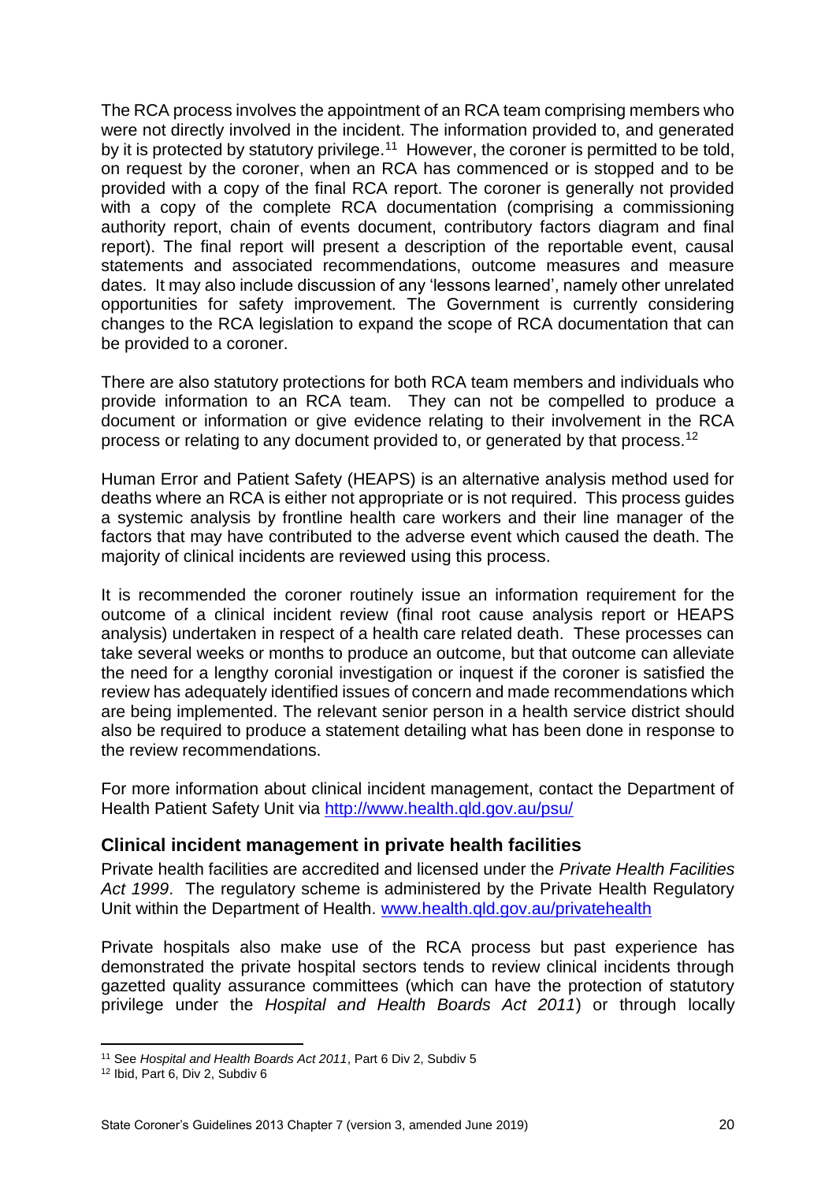The RCA process involves the appointment of an RCA team comprising members who were not directly involved in the incident. The information provided to, and generated by it is protected by statutory privilege.[11] However, the coroner is permitted to be told, on request by the coroner, when an RCA has commenced or is stopped and to be provided with a copy of the final RCA report. The coroner is generally not provided with a copy of the complete RCA documentation (comprising a commissioning authority report, chain of events document, contributory factors diagram and final report). The final report will present a description of the reportable event, causal statements and associated recommendations, outcome measures and measure dates. It may also include discussion of any 'lessons learned', namely other unrelated opportunities for safety improvement. The Government is currently considering changes to the RCA legislation to expand the scope of RCA documentation that can be provided to a coroner.

There are also statutory protections for both RCA team members and individuals who provide information to an RCA team. They can not be compelled to produce a document or information or give evidence relating to their involvement in the RCA process or relating to any document provided to, or generated by that process.[12]

Human Error and Patient Safety (HEAPS) is an alternative analysis method used for deaths where an RCA is either not appropriate or is not required. This process guides a systemic analysis by frontline health care workers and their line manager of the factors that may have contributed to the adverse event which caused the death. The majority of clinical incidents are reviewed using this process.

It is recommended the coroner routinely issue an information requirement for the outcome of a clinical incident review (final root cause analysis report or HEAPS analysis) undertaken in respect of a health care related death. These processes can take several weeks or months to produce an outcome, but that outcome can alleviate the need for a lengthy coronial investigation or inquest if the coroner is satisfied the review has adequately identified issues of concern and made recommendations which are being implemented. The relevant senior person in a health service district should also be required to produce a statement detailing what has been done in response to the review recommendations.

For more information about clinical incident management, contact the Department of Health Patient Safety Unit via http://www.health.qld.gov.au/psu/

### Clinical incident management in private health facilities

Private health facilities are accredited and licensed under the *Private Health Facilities Act 1999*. The regulatory scheme is administered by the Private Health Regulatory Unit within the Department of Health. www.health.qld.gov.au/privatehealth

Private hospitals also make use of the RCA process but past experience has demonstrated the private hospital sectors tends to review clinical incidents through gazetted quality assurance committees (which can have the protection of statutory privilege under the *Hospital and Health Boards Act 2011*) or through locally

---

[11] See *Hospital and Health Boards Act 2011*, Part 6 Div 2, Subdiv 5

[12] Ibid, Part 6, Div 2, Subdiv 6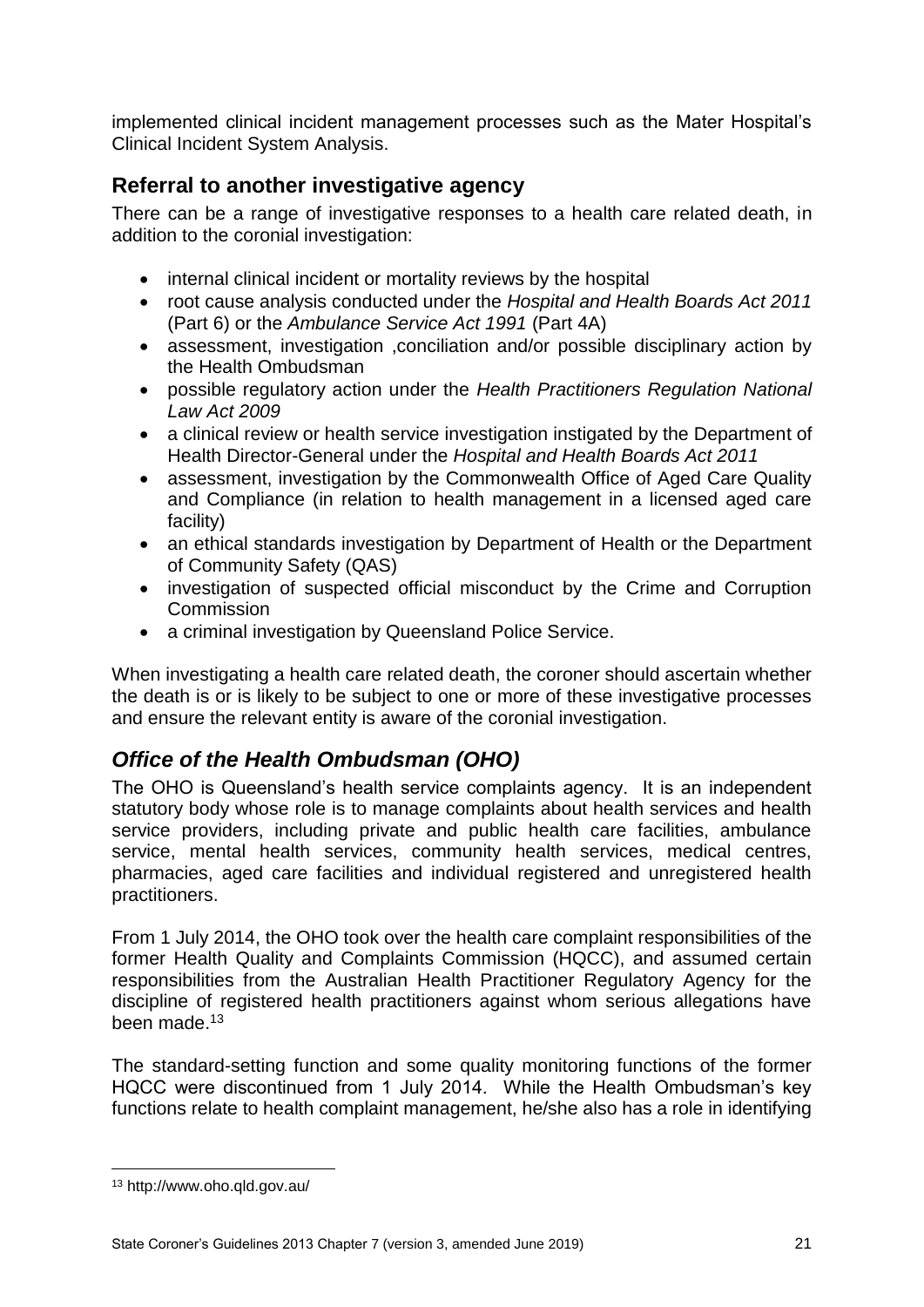implemented clinical incident management processes such as the Mater Hospital's Clinical Incident System Analysis.

## Referral to another investigative agency

There can be a range of investigative responses to a health care related death, in addition to the coronial investigation:

- internal clinical incident or mortality reviews by the hospital
- root cause analysis conducted under the *Hospital and Health Boards Act 2011* (Part 6) or the *Ambulance Service Act 1991* (Part 4A)
- assessment, investigation ,conciliation and/or possible disciplinary action by the Health Ombudsman
- possible regulatory action under the *Health Practitioners Regulation National Law Act 2009*
- a clinical review or health service investigation instigated by the Department of Health Director-General under the *Hospital and Health Boards Act 2011*
- assessment, investigation by the Commonwealth Office of Aged Care Quality and Compliance (in relation to health management in a licensed aged care facility)
- an ethical standards investigation by Department of Health or the Department of Community Safety (QAS)
- investigation of suspected official misconduct by the Crime and Corruption Commission
- a criminal investigation by Queensland Police Service.

When investigating a health care related death, the coroner should ascertain whether the death is or is likely to be subject to one or more of these investigative processes and ensure the relevant entity is aware of the coronial investigation.

### *Office of the Health Ombudsman (OHO)*

The OHO is Queensland's health service complaints agency. It is an independent statutory body whose role is to manage complaints about health services and health service providers, including private and public health care facilities, ambulance service, mental health services, community health services, medical centres, pharmacies, aged care facilities and individual registered and unregistered health practitioners.

From 1 July 2014, the OHO took over the health care complaint responsibilities of the former Health Quality and Complaints Commission (HQCC), and assumed certain responsibilities from the Australian Health Practitioner Regulatory Agency for the discipline of registered health practitioners against whom serious allegations have been made.[13]

The standard-setting function and some quality monitoring functions of the former HQCC were discontinued from 1 July 2014. While the Health Ombudsman's key functions relate to health complaint management, he/she also has a role in identifying

[13] http://www.oho.qld.gov.au/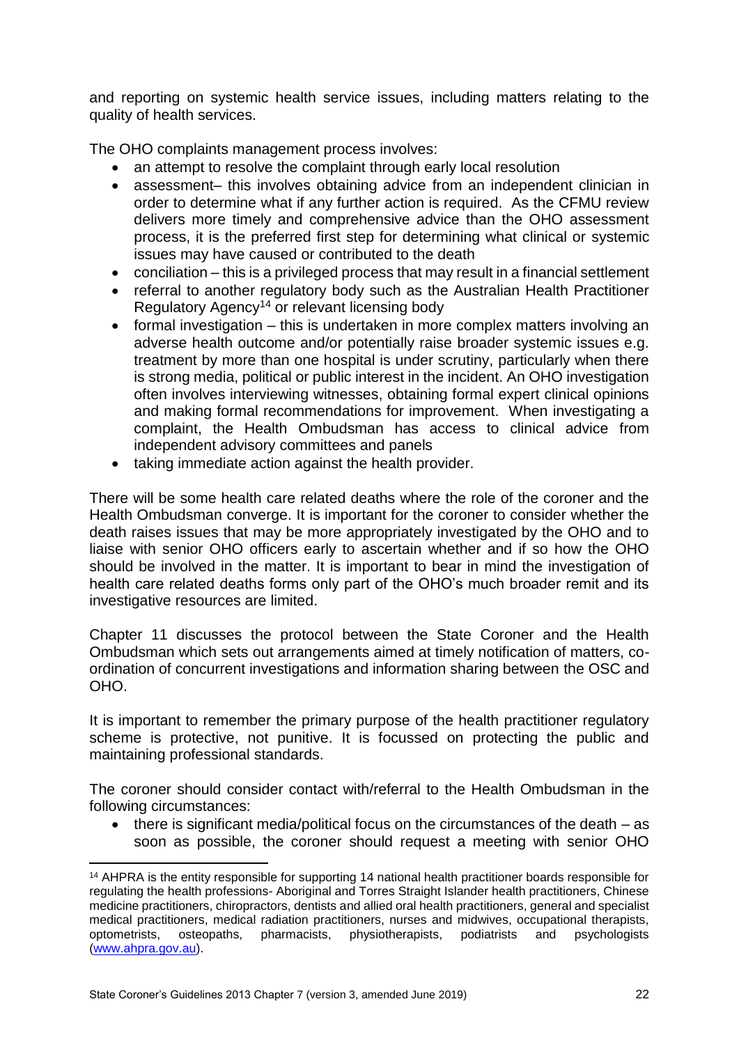and reporting on systemic health service issues, including matters relating to the quality of health services.

The OHO complaints management process involves:

- an attempt to resolve the complaint through early local resolution
- assessment– this involves obtaining advice from an independent clinician in order to determine what if any further action is required. As the CFMU review delivers more timely and comprehensive advice than the OHO assessment process, it is the preferred first step for determining what clinical or systemic issues may have caused or contributed to the death
- conciliation – this is a privileged process that may result in a financial settlement
- referral to another regulatory body such as the Australian Health Practitioner Regulatory Agency[14] or relevant licensing body
- formal investigation – this is undertaken in more complex matters involving an adverse health outcome and/or potentially raise broader systemic issues e.g. treatment by more than one hospital is under scrutiny, particularly when there is strong media, political or public interest in the incident. An OHO investigation often involves interviewing witnesses, obtaining formal expert clinical opinions and making formal recommendations for improvement. When investigating a complaint, the Health Ombudsman has access to clinical advice from independent advisory committees and panels
- taking immediate action against the health provider.

There will be some health care related deaths where the role of the coroner and the Health Ombudsman converge. It is important for the coroner to consider whether the death raises issues that may be more appropriately investigated by the OHO and to liaise with senior OHO officers early to ascertain whether and if so how the OHO should be involved in the matter. It is important to bear in mind the investigation of health care related deaths forms only part of the OHO's much broader remit and its investigative resources are limited.

Chapter 11 discusses the protocol between the State Coroner and the Health Ombudsman which sets out arrangements aimed at timely notification of matters, co-ordination of concurrent investigations and information sharing between the OSC and OHO.

It is important to remember the primary purpose of the health practitioner regulatory scheme is protective, not punitive. It is focussed on protecting the public and maintaining professional standards.

The coroner should consider contact with/referral to the Health Ombudsman in the following circumstances:

- there is significant media/political focus on the circumstances of the death – as soon as possible, the coroner should request a meeting with senior OHO

[14] AHPRA is the entity responsible for supporting 14 national health practitioner boards responsible for regulating the health professions- Aboriginal and Torres Straight Islander health practitioners, Chinese medicine practitioners, chiropractors, dentists and allied oral health practitioners, general and specialist medical practitioners, medical radiation practitioners, nurses and midwives, occupational therapists, optometrists, osteopaths, pharmacists, physiotherapists, podiatrists and psychologists (www.ahpra.gov.au).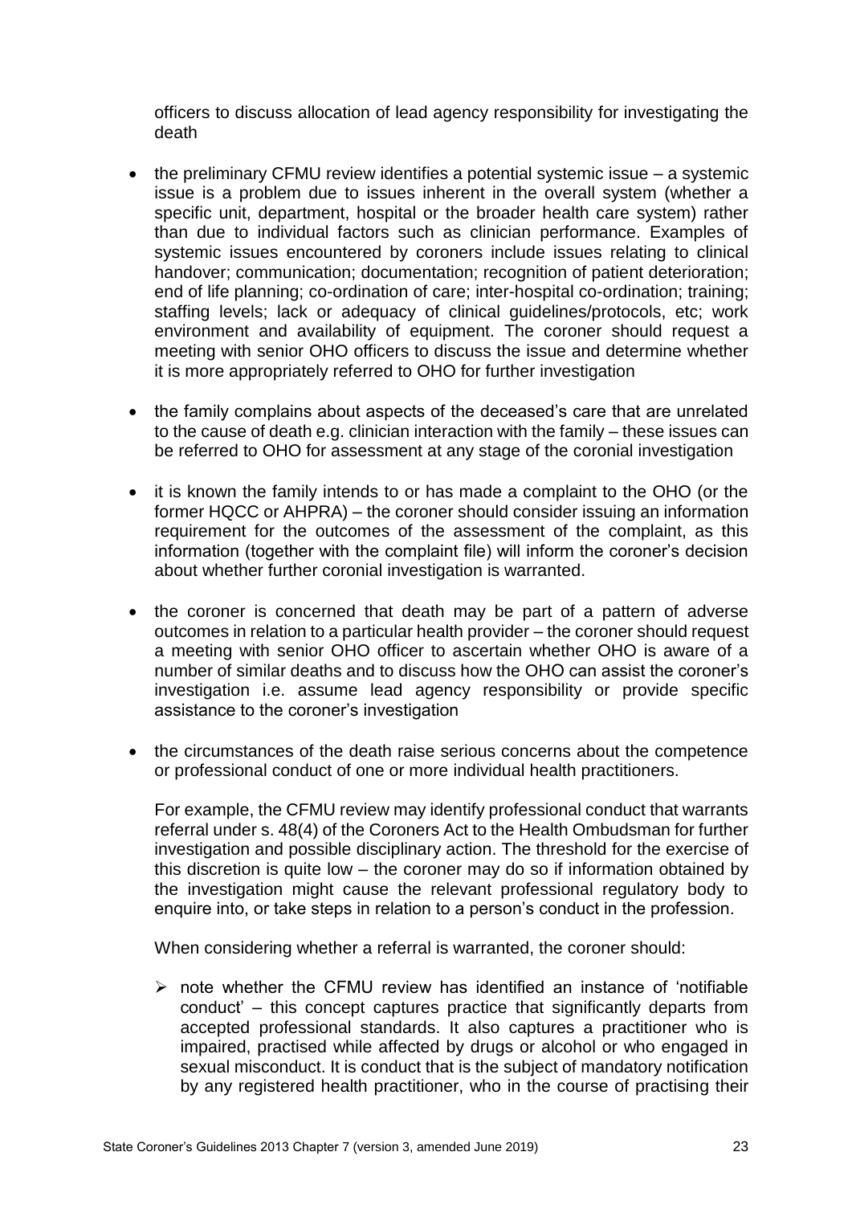officers to discuss allocation of lead agency responsibility for investigating the death

- the preliminary CFMU review identifies a potential systemic issue – a systemic issue is a problem due to issues inherent in the overall system (whether a specific unit, department, hospital or the broader health care system) rather than due to individual factors such as clinician performance. Examples of systemic issues encountered by coroners include issues relating to clinical handover; communication; documentation; recognition of patient deterioration; end of life planning; co-ordination of care; inter-hospital co-ordination; training; staffing levels; lack or adequacy of clinical guidelines/protocols, etc; work environment and availability of equipment. The coroner should request a meeting with senior OHO officers to discuss the issue and determine whether it is more appropriately referred to OHO for further investigation

- the family complains about aspects of the deceased's care that are unrelated to the cause of death e.g. clinician interaction with the family – these issues can be referred to OHO for assessment at any stage of the coronial investigation

- it is known the family intends to or has made a complaint to the OHO (or the former HQCC or AHPRA) – the coroner should consider issuing an information requirement for the outcomes of the assessment of the complaint, as this information (together with the complaint file) will inform the coroner's decision about whether further coronial investigation is warranted.

- the coroner is concerned that death may be part of a pattern of adverse outcomes in relation to a particular health provider – the coroner should request a meeting with senior OHO officer to ascertain whether OHO is aware of a number of similar deaths and to discuss how the OHO can assist the coroner's investigation i.e. assume lead agency responsibility or provide specific assistance to the coroner's investigation

- the circumstances of the death raise serious concerns about the competence or professional conduct of one or more individual health practitioners.

  For example, the CFMU review may identify professional conduct that warrants referral under s. 48(4) of the Coroners Act to the Health Ombudsman for further investigation and possible disciplinary action. The threshold for the exercise of this discretion is quite low – the coroner may do so if information obtained by the investigation might cause the relevant professional regulatory body to enquire into, or take steps in relation to a person's conduct in the profession.

  When considering whether a referral is warranted, the coroner should:

  - note whether the CFMU review has identified an instance of 'notifiable conduct' – this concept captures practice that significantly departs from accepted professional standards. It also captures a practitioner who is impaired, practised while affected by drugs or alcohol or who engaged in sexual misconduct. It is conduct that is the subject of mandatory notification by any registered health practitioner, who in the course of practising their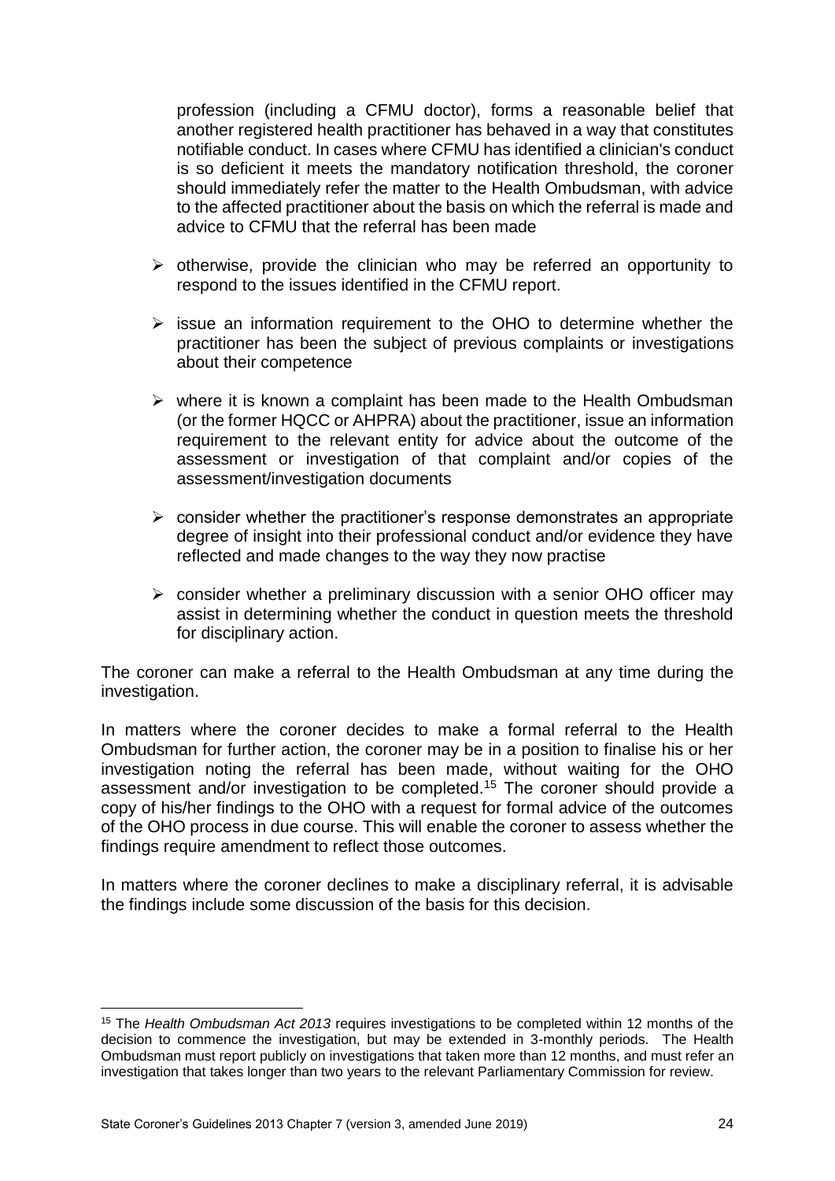profession (including a CFMU doctor), forms a reasonable belief that another registered health practitioner has behaved in a way that constitutes notifiable conduct. In cases where CFMU has identified a clinician's conduct is so deficient it meets the mandatory notification threshold, the coroner should immediately refer the matter to the Health Ombudsman, with advice to the affected practitioner about the basis on which the referral is made and advice to CFMU that the referral has been made

- otherwise, provide the clinician who may be referred an opportunity to respond to the issues identified in the CFMU report.
- issue an information requirement to the OHO to determine whether the practitioner has been the subject of previous complaints or investigations about their competence
- where it is known a complaint has been made to the Health Ombudsman (or the former HQCC or AHPRA) about the practitioner, issue an information requirement to the relevant entity for advice about the outcome of the assessment or investigation of that complaint and/or copies of the assessment/investigation documents
- consider whether the practitioner's response demonstrates an appropriate degree of insight into their professional conduct and/or evidence they have reflected and made changes to the way they now practise
- consider whether a preliminary discussion with a senior OHO officer may assist in determining whether the conduct in question meets the threshold for disciplinary action.

The coroner can make a referral to the Health Ombudsman at any time during the investigation.

In matters where the coroner decides to make a formal referral to the Health Ombudsman for further action, the coroner may be in a position to finalise his or her investigation noting the referral has been made, without waiting for the OHO assessment and/or investigation to be completed.[15] The coroner should provide a copy of his/her findings to the OHO with a request for formal advice of the outcomes of the OHO process in due course. This will enable the coroner to assess whether the findings require amendment to reflect those outcomes.

In matters where the coroner declines to make a disciplinary referral, it is advisable the findings include some discussion of the basis for this decision.

---

[15] The *Health Ombudsman Act 2013* requires investigations to be completed within 12 months of the decision to commence the investigation, but may be extended in 3-monthly periods. The Health Ombudsman must report publicly on investigations that taken more than 12 months, and must refer an investigation that takes longer than two years to the relevant Parliamentary Commission for review.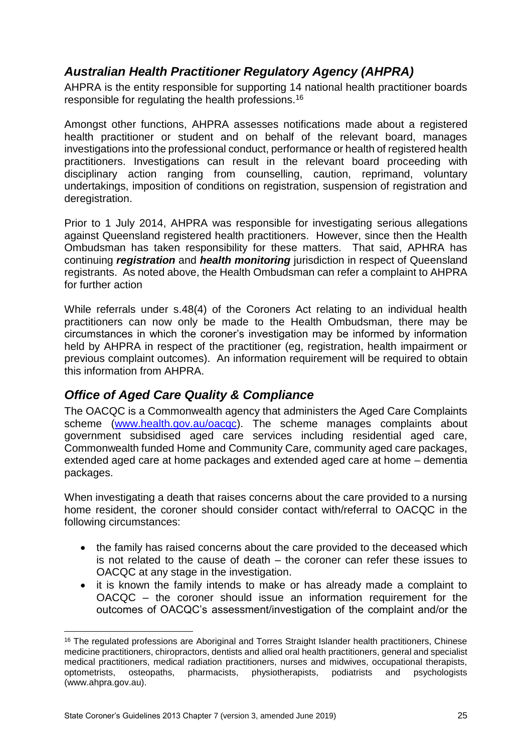## *Australian Health Practitioner Regulatory Agency (AHPRA)*

AHPRA is the entity responsible for supporting 14 national health practitioner boards responsible for regulating the health professions.[16]

Amongst other functions, AHPRA assesses notifications made about a registered health practitioner or student and on behalf of the relevant board, manages investigations into the professional conduct, performance or health of registered health practitioners. Investigations can result in the relevant board proceeding with disciplinary action ranging from counselling, caution, reprimand, voluntary undertakings, imposition of conditions on registration, suspension of registration and deregistration.

Prior to 1 July 2014, AHPRA was responsible for investigating serious allegations against Queensland registered health practitioners. However, since then the Health Ombudsman has taken responsibility for these matters. That said, APHRA has continuing ***registration*** and ***health monitoring*** jurisdiction in respect of Queensland registrants. As noted above, the Health Ombudsman can refer a complaint to AHPRA for further action

While referrals under s.48(4) of the Coroners Act relating to an individual health practitioners can now only be made to the Health Ombudsman, there may be circumstances in which the coroner's investigation may be informed by information held by AHPRA in respect of the practitioner (eg, registration, health impairment or previous complaint outcomes). An information requirement will be required to obtain this information from AHPRA.

## *Office of Aged Care Quality & Compliance*

The OACQC is a Commonwealth agency that administers the Aged Care Complaints scheme (www.health.gov.au/oacqc). The scheme manages complaints about government subsidised aged care services including residential aged care, Commonwealth funded Home and Community Care, community aged care packages, extended aged care at home packages and extended aged care at home – dementia packages.

When investigating a death that raises concerns about the care provided to a nursing home resident, the coroner should consider contact with/referral to OACQC in the following circumstances:

- the family has raised concerns about the care provided to the deceased which is not related to the cause of death – the coroner can refer these issues to OACQC at any stage in the investigation.
- it is known the family intends to make or has already made a complaint to OACQC – the coroner should issue an information requirement for the outcomes of OACQC's assessment/investigation of the complaint and/or the

[16] The regulated professions are Aboriginal and Torres Straight Islander health practitioners, Chinese medicine practitioners, chiropractors, dentists and allied oral health practitioners, general and specialist medical practitioners, medical radiation practitioners, nurses and midwives, occupational therapists, optometrists, osteopaths, pharmacists, physiotherapists, podiatrists and psychologists (www.ahpra.gov.au).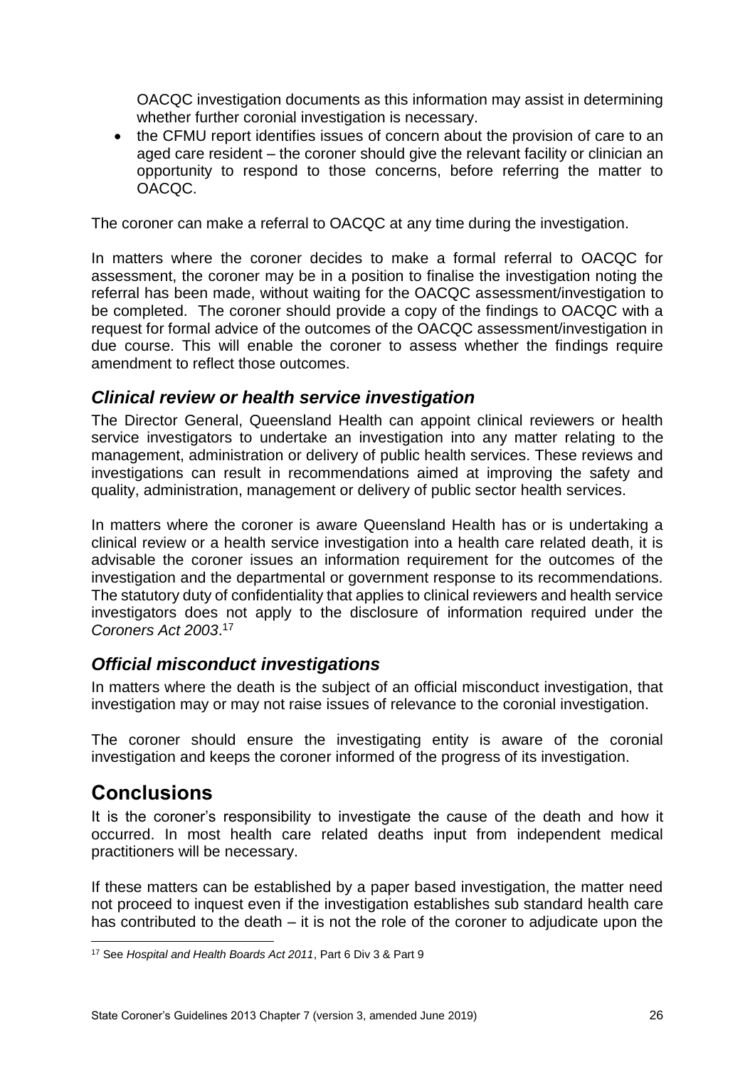OACQC investigation documents as this information may assist in determining whether further coronial investigation is necessary.

- the CFMU report identifies issues of concern about the provision of care to an aged care resident – the coroner should give the relevant facility or clinician an opportunity to respond to those concerns, before referring the matter to OACQC.

The coroner can make a referral to OACQC at any time during the investigation.

In matters where the coroner decides to make a formal referral to OACQC for assessment, the coroner may be in a position to finalise the investigation noting the referral has been made, without waiting for the OACQC assessment/investigation to be completed. The coroner should provide a copy of the findings to OACQC with a request for formal advice of the outcomes of the OACQC assessment/investigation in due course. This will enable the coroner to assess whether the findings require amendment to reflect those outcomes.

### *Clinical review or health service investigation*

The Director General, Queensland Health can appoint clinical reviewers or health service investigators to undertake an investigation into any matter relating to the management, administration or delivery of public health services. These reviews and investigations can result in recommendations aimed at improving the safety and quality, administration, management or delivery of public sector health services.

In matters where the coroner is aware Queensland Health has or is undertaking a clinical review or a health service investigation into a health care related death, it is advisable the coroner issues an information requirement for the outcomes of the investigation and the departmental or government response to its recommendations. The statutory duty of confidentiality that applies to clinical reviewers and health service investigators does not apply to the disclosure of information required under the *Coroners Act 2003*.[17]

### *Official misconduct investigations*

In matters where the death is the subject of an official misconduct investigation, that investigation may or may not raise issues of relevance to the coronial investigation.

The coroner should ensure the investigating entity is aware of the coronial investigation and keeps the coroner informed of the progress of its investigation.

## Conclusions

It is the coroner's responsibility to investigate the cause of the death and how it occurred. In most health care related deaths input from independent medical practitioners will be necessary.

If these matters can be established by a paper based investigation, the matter need not proceed to inquest even if the investigation establishes sub standard health care has contributed to the death – it is not the role of the coroner to adjudicate upon the

[17] See *Hospital and Health Boards Act 2011*, Part 6 Div 3 & Part 9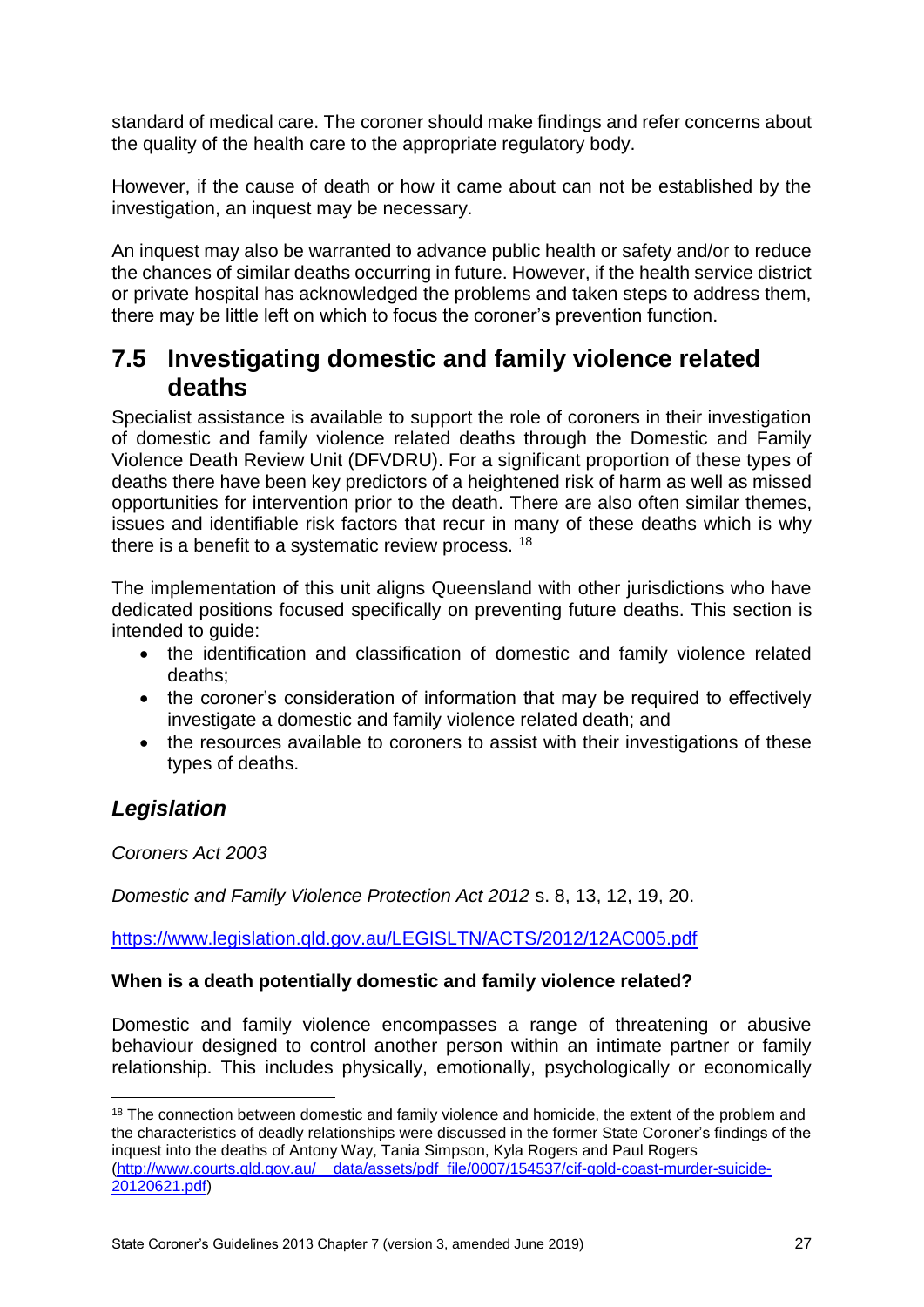standard of medical care. The coroner should make findings and refer concerns about the quality of the health care to the appropriate regulatory body.

However, if the cause of death or how it came about can not be established by the investigation, an inquest may be necessary.

An inquest may also be warranted to advance public health or safety and/or to reduce the chances of similar deaths occurring in future. However, if the health service district or private hospital has acknowledged the problems and taken steps to address them, there may be little left on which to focus the coroner's prevention function.

## 7.5 Investigating domestic and family violence related deaths

Specialist assistance is available to support the role of coroners in their investigation of domestic and family violence related deaths through the Domestic and Family Violence Death Review Unit (DFVDRU). For a significant proportion of these types of deaths there have been key predictors of a heightened risk of harm as well as missed opportunities for intervention prior to the death. There are also often similar themes, issues and identifiable risk factors that recur in many of these deaths which is why there is a benefit to a systematic review process. [18]

The implementation of this unit aligns Queensland with other jurisdictions who have dedicated positions focused specifically on preventing future deaths. This section is intended to guide:

- the identification and classification of domestic and family violence related deaths;
- the coroner's consideration of information that may be required to effectively investigate a domestic and family violence related death; and
- the resources available to coroners to assist with their investigations of these types of deaths.

### *Legislation*

*Coroners Act 2003*

*Domestic and Family Violence Protection Act 2012* s. 8, 13, 12, 19, 20.

https://www.legislation.qld.gov.au/LEGISLTN/ACTS/2012/12AC005.pdf

**When is a death potentially domestic and family violence related?**

Domestic and family violence encompasses a range of threatening or abusive behaviour designed to control another person within an intimate partner or family relationship. This includes physically, emotionally, psychologically or economically

---

[18] The connection between domestic and family violence and homicide, the extent of the problem and the characteristics of deadly relationships were discussed in the former State Coroner's findings of the inquest into the deaths of Antony Way, Tania Simpson, Kyla Rogers and Paul Rogers (http://www.courts.qld.gov.au/__data/assets/pdf_file/0007/154537/cif-gold-coast-murder-suicide-20120621.pdf)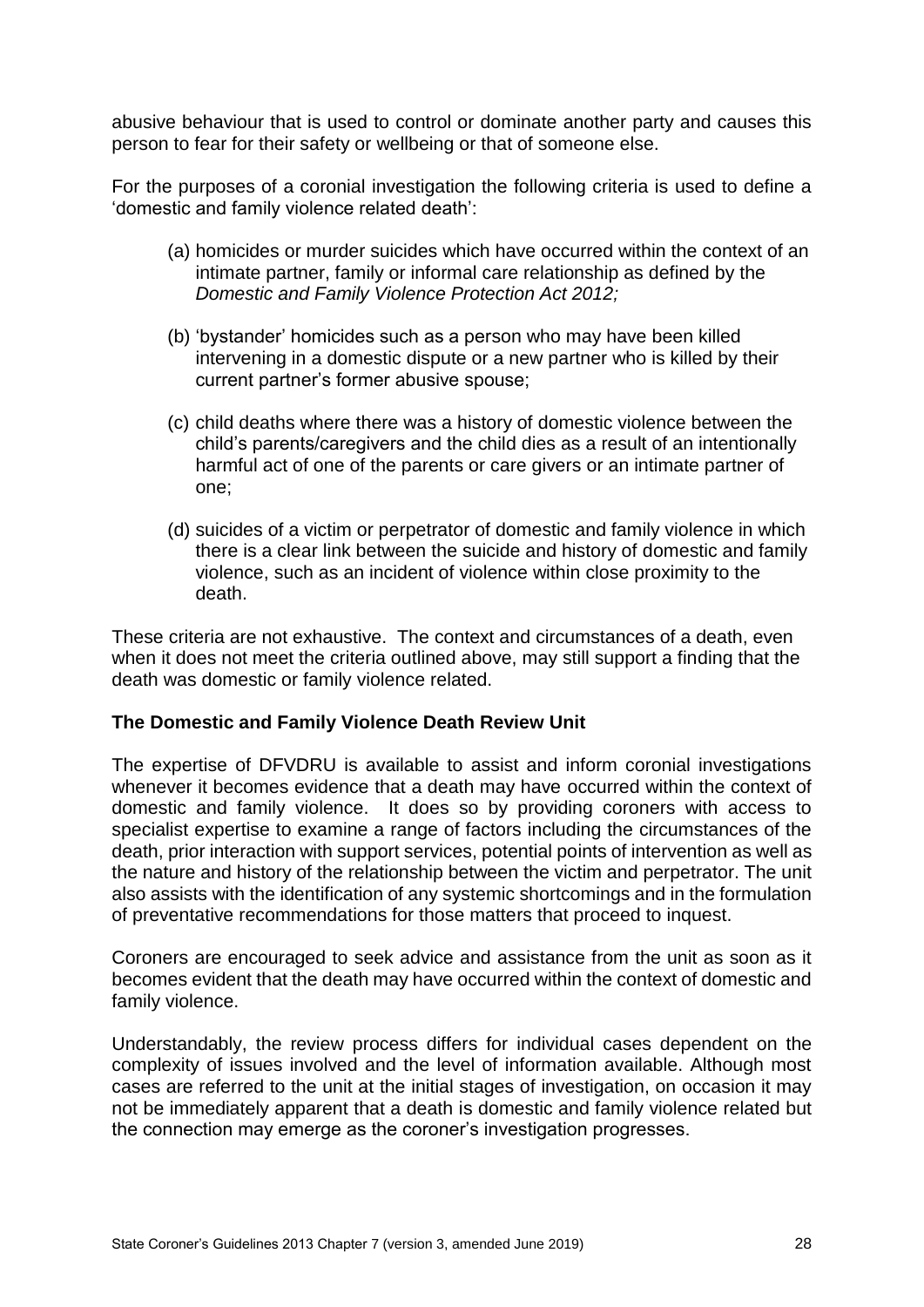abusive behaviour that is used to control or dominate another party and causes this person to fear for their safety or wellbeing or that of someone else.

For the purposes of a coronial investigation the following criteria is used to define a 'domestic and family violence related death':

(a) homicides or murder suicides which have occurred within the context of an intimate partner, family or informal care relationship as defined by the *Domestic and Family Violence Protection Act 2012;*

(b) 'bystander' homicides such as a person who may have been killed intervening in a domestic dispute or a new partner who is killed by their current partner's former abusive spouse;

(c) child deaths where there was a history of domestic violence between the child's parents/caregivers and the child dies as a result of an intentionally harmful act of one of the parents or care givers or an intimate partner of one;

(d) suicides of a victim or perpetrator of domestic and family violence in which there is a clear link between the suicide and history of domestic and family violence, such as an incident of violence within close proximity to the death.

These criteria are not exhaustive. The context and circumstances of a death, even when it does not meet the criteria outlined above, may still support a finding that the death was domestic or family violence related.

**The Domestic and Family Violence Death Review Unit**

The expertise of DFVDRU is available to assist and inform coronial investigations whenever it becomes evidence that a death may have occurred within the context of domestic and family violence. It does so by providing coroners with access to specialist expertise to examine a range of factors including the circumstances of the death, prior interaction with support services, potential points of intervention as well as the nature and history of the relationship between the victim and perpetrator. The unit also assists with the identification of any systemic shortcomings and in the formulation of preventative recommendations for those matters that proceed to inquest.

Coroners are encouraged to seek advice and assistance from the unit as soon as it becomes evident that the death may have occurred within the context of domestic and family violence.

Understandably, the review process differs for individual cases dependent on the complexity of issues involved and the level of information available. Although most cases are referred to the unit at the initial stages of investigation, on occasion it may not be immediately apparent that a death is domestic and family violence related but the connection may emerge as the coroner's investigation progresses.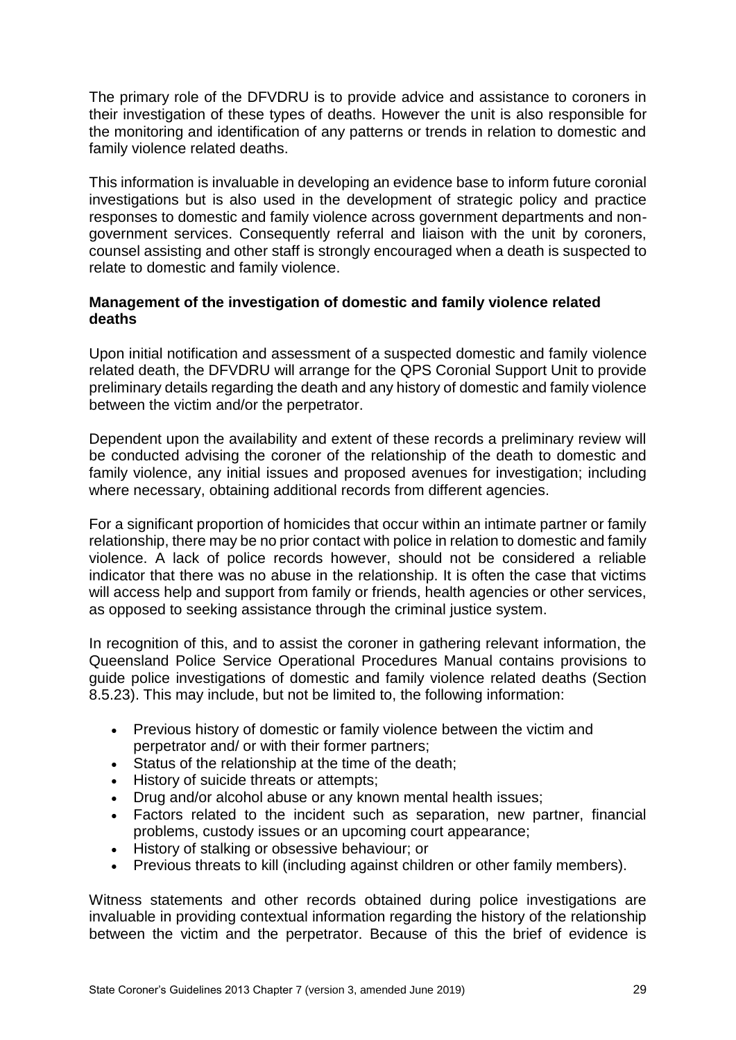The primary role of the DFVDRU is to provide advice and assistance to coroners in their investigation of these types of deaths. However the unit is also responsible for the monitoring and identification of any patterns or trends in relation to domestic and family violence related deaths.

This information is invaluable in developing an evidence base to inform future coronial investigations but is also used in the development of strategic policy and practice responses to domestic and family violence across government departments and non-government services. Consequently referral and liaison with the unit by coroners, counsel assisting and other staff is strongly encouraged when a death is suspected to relate to domestic and family violence.

**Management of the investigation of domestic and family violence related deaths**

Upon initial notification and assessment of a suspected domestic and family violence related death, the DFVDRU will arrange for the QPS Coronial Support Unit to provide preliminary details regarding the death and any history of domestic and family violence between the victim and/or the perpetrator.

Dependent upon the availability and extent of these records a preliminary review will be conducted advising the coroner of the relationship of the death to domestic and family violence, any initial issues and proposed avenues for investigation; including where necessary, obtaining additional records from different agencies.

For a significant proportion of homicides that occur within an intimate partner or family relationship, there may be no prior contact with police in relation to domestic and family violence. A lack of police records however, should not be considered a reliable indicator that there was no abuse in the relationship. It is often the case that victims will access help and support from family or friends, health agencies or other services, as opposed to seeking assistance through the criminal justice system.

In recognition of this, and to assist the coroner in gathering relevant information, the Queensland Police Service Operational Procedures Manual contains provisions to guide police investigations of domestic and family violence related deaths (Section 8.5.23). This may include, but not be limited to, the following information:

- Previous history of domestic or family violence between the victim and perpetrator and/ or with their former partners;
- Status of the relationship at the time of the death;
- History of suicide threats or attempts;
- Drug and/or alcohol abuse or any known mental health issues;
- Factors related to the incident such as separation, new partner, financial problems, custody issues or an upcoming court appearance;
- History of stalking or obsessive behaviour; or
- Previous threats to kill (including against children or other family members).

Witness statements and other records obtained during police investigations are invaluable in providing contextual information regarding the history of the relationship between the victim and the perpetrator. Because of this the brief of evidence is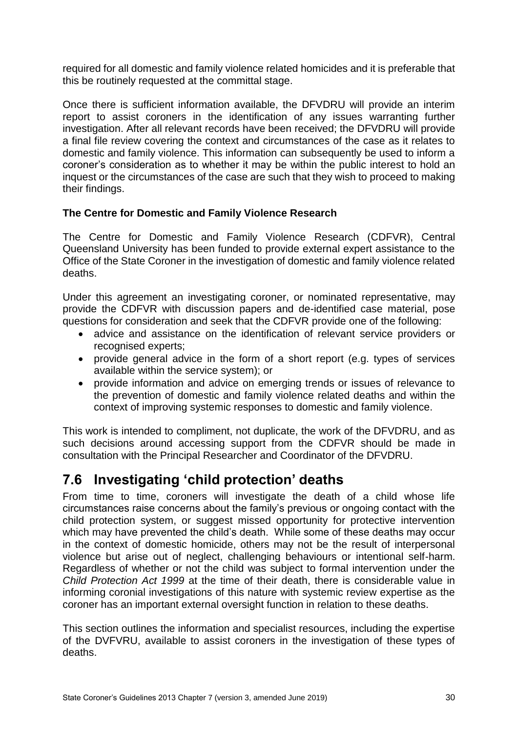required for all domestic and family violence related homicides and it is preferable that this be routinely requested at the committal stage.

Once there is sufficient information available, the DFVDRU will provide an interim report to assist coroners in the identification of any issues warranting further investigation. After all relevant records have been received; the DFVDRU will provide a final file review covering the context and circumstances of the case as it relates to domestic and family violence. This information can subsequently be used to inform a coroner's consideration as to whether it may be within the public interest to hold an inquest or the circumstances of the case are such that they wish to proceed to making their findings.

**The Centre for Domestic and Family Violence Research**

The Centre for Domestic and Family Violence Research (CDFVR), Central Queensland University has been funded to provide external expert assistance to the Office of the State Coroner in the investigation of domestic and family violence related deaths.

Under this agreement an investigating coroner, or nominated representative, may provide the CDFVR with discussion papers and de-identified case material, pose questions for consideration and seek that the CDFVR provide one of the following:

- advice and assistance on the identification of relevant service providers or recognised experts;
- provide general advice in the form of a short report (e.g. types of services available within the service system); or
- provide information and advice on emerging trends or issues of relevance to the prevention of domestic and family violence related deaths and within the context of improving systemic responses to domestic and family violence.

This work is intended to compliment, not duplicate, the work of the DFVDRU, and as such decisions around accessing support from the CDFVR should be made in consultation with the Principal Researcher and Coordinator of the DFVDRU.

## 7.6 Investigating 'child protection' deaths

From time to time, coroners will investigate the death of a child whose life circumstances raise concerns about the family's previous or ongoing contact with the child protection system, or suggest missed opportunity for protective intervention which may have prevented the child's death. While some of these deaths may occur in the context of domestic homicide, others may not be the result of interpersonal violence but arise out of neglect, challenging behaviours or intentional self-harm. Regardless of whether or not the child was subject to formal intervention under the *Child Protection Act 1999* at the time of their death, there is considerable value in informing coronial investigations of this nature with systemic review expertise as the coroner has an important external oversight function in relation to these deaths.

This section outlines the information and specialist resources, including the expertise of the DVFVRU, available to assist coroners in the investigation of these types of deaths.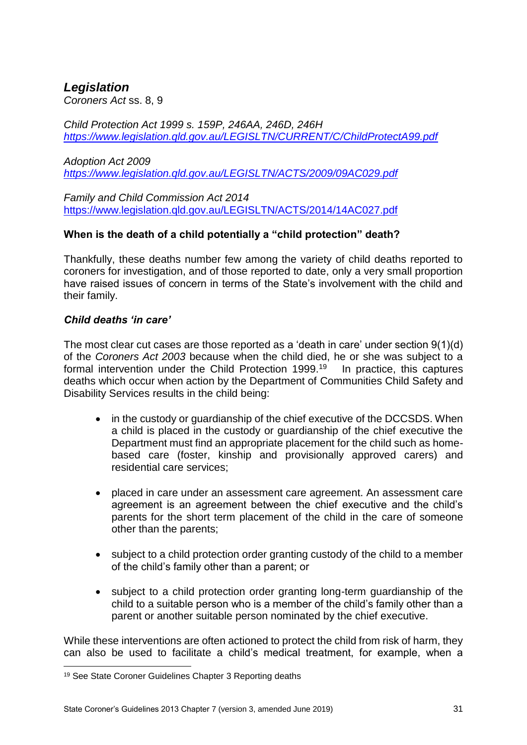### *Legislation*

*Coroners Act* ss. 8, 9

*Child Protection Act 1999 s. 159P, 246AA, 246D, 246H*
*https://www.legislation.qld.gov.au/LEGISLTN/CURRENT/C/ChildProtectA99.pdf*

*Adoption Act 2009*
*https://www.legislation.qld.gov.au/LEGISLTN/ACTS/2009/09AC029.pdf*

*Family and Child Commission Act 2014*
https://www.legislation.qld.gov.au/LEGISLTN/ACTS/2014/14AC027.pdf

**When is the death of a child potentially a "child protection" death?**

Thankfully, these deaths number few among the variety of child deaths reported to coroners for investigation, and of those reported to date, only a very small proportion have raised issues of concern in terms of the State's involvement with the child and their family.

***Child deaths 'in care'***

The most clear cut cases are those reported as a 'death in care' under section 9(1)(d) of the *Coroners Act 2003* because when the child died, he or she was subject to a formal intervention under the Child Protection 1999.[19] In practice, this captures deaths which occur when action by the Department of Communities Child Safety and Disability Services results in the child being:

- in the custody or guardianship of the chief executive of the DCCSDS. When a child is placed in the custody or guardianship of the chief executive the Department must find an appropriate placement for the child such as home-based care (foster, kinship and provisionally approved carers) and residential care services;

- placed in care under an assessment care agreement. An assessment care agreement is an agreement between the chief executive and the child's parents for the short term placement of the child in the care of someone other than the parents;

- subject to a child protection order granting custody of the child to a member of the child's family other than a parent; or

- subject to a child protection order granting long-term guardianship of the child to a suitable person who is a member of the child's family other than a parent or another suitable person nominated by the chief executive.

While these interventions are often actioned to protect the child from risk of harm, they can also be used to facilitate a child's medical treatment, for example, when a

[19] See State Coroner Guidelines Chapter 3 Reporting deaths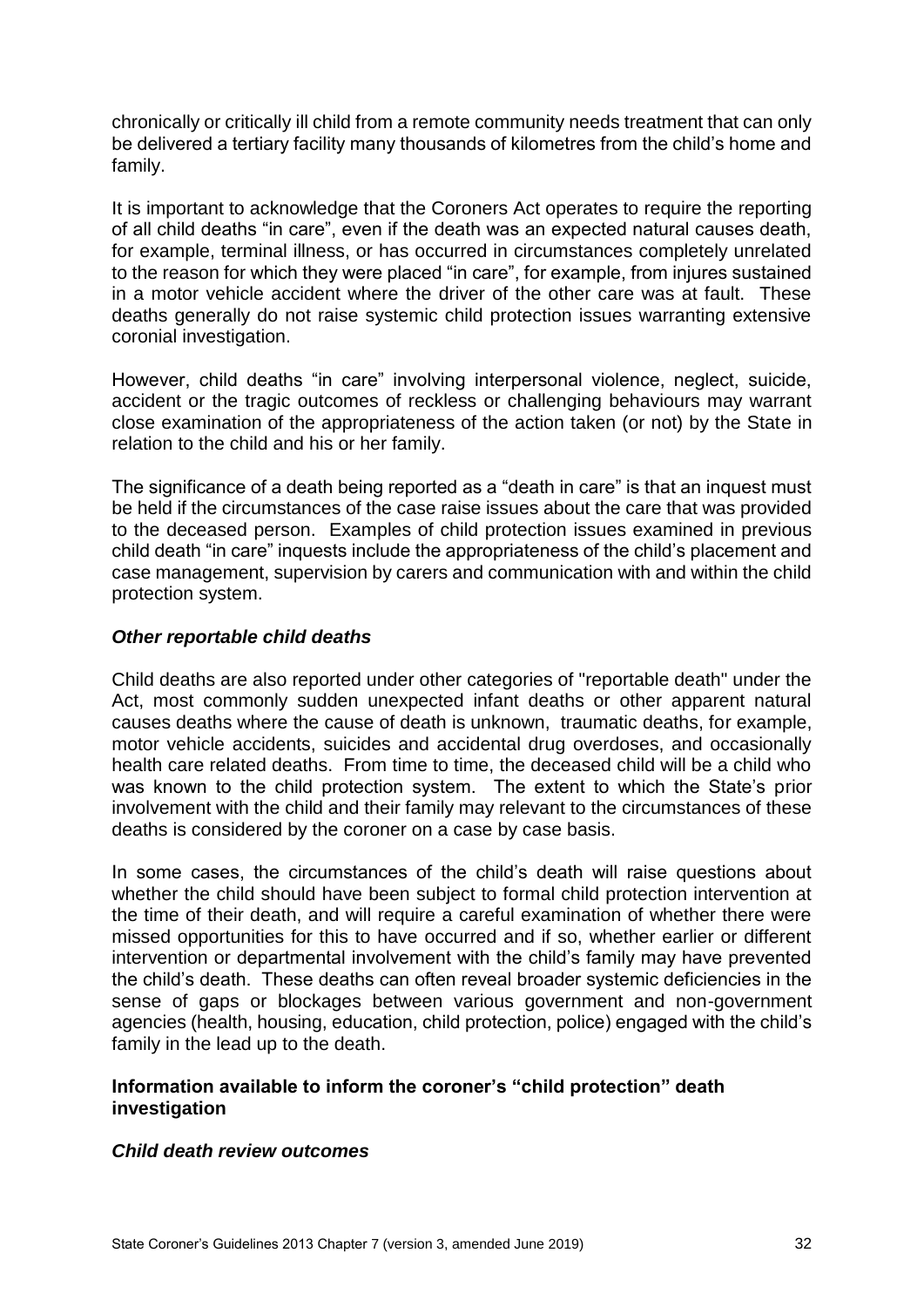chronically or critically ill child from a remote community needs treatment that can only be delivered a tertiary facility many thousands of kilometres from the child's home and family.

It is important to acknowledge that the Coroners Act operates to require the reporting of all child deaths "in care", even if the death was an expected natural causes death, for example, terminal illness, or has occurred in circumstances completely unrelated to the reason for which they were placed "in care", for example, from injures sustained in a motor vehicle accident where the driver of the other care was at fault. These deaths generally do not raise systemic child protection issues warranting extensive coronial investigation.

However, child deaths "in care" involving interpersonal violence, neglect, suicide, accident or the tragic outcomes of reckless or challenging behaviours may warrant close examination of the appropriateness of the action taken (or not) by the State in relation to the child and his or her family.

The significance of a death being reported as a "death in care" is that an inquest must be held if the circumstances of the case raise issues about the care that was provided to the deceased person. Examples of child protection issues examined in previous child death "in care" inquests include the appropriateness of the child's placement and case management, supervision by carers and communication with and within the child protection system.

### *Other reportable child deaths*

Child deaths are also reported under other categories of "reportable death" under the Act, most commonly sudden unexpected infant deaths or other apparent natural causes deaths where the cause of death is unknown, traumatic deaths, for example, motor vehicle accidents, suicides and accidental drug overdoses, and occasionally health care related deaths. From time to time, the deceased child will be a child who was known to the child protection system. The extent to which the State's prior involvement with the child and their family may relevant to the circumstances of these deaths is considered by the coroner on a case by case basis.

In some cases, the circumstances of the child's death will raise questions about whether the child should have been subject to formal child protection intervention at the time of their death, and will require a careful examination of whether there were missed opportunities for this to have occurred and if so, whether earlier or different intervention or departmental involvement with the child's family may have prevented the child's death. These deaths can often reveal broader systemic deficiencies in the sense of gaps or blockages between various government and non-government agencies (health, housing, education, child protection, police) engaged with the child's family in the lead up to the death.

## **Information available to inform the coroner's "child protection" death investigation**

### *Child death review outcomes*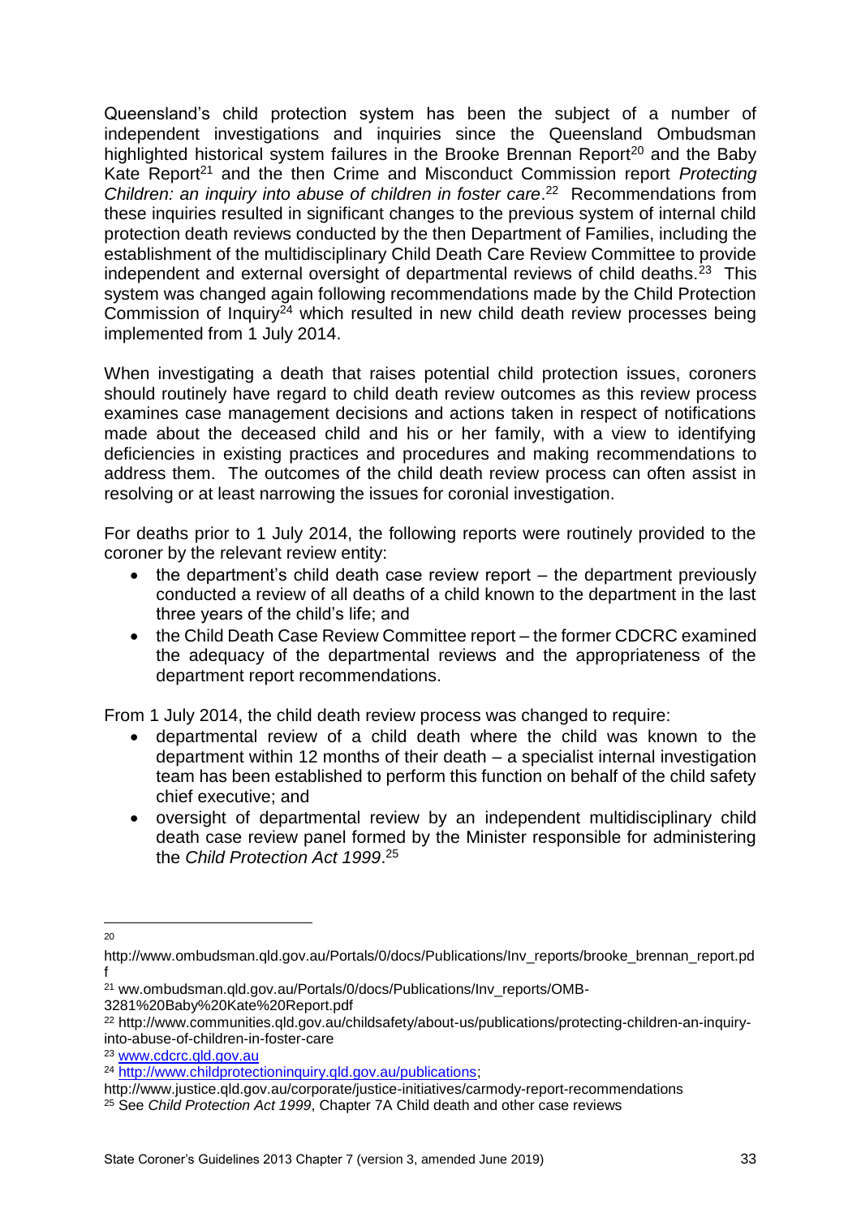Queensland's child protection system has been the subject of a number of independent investigations and inquiries since the Queensland Ombudsman highlighted historical system failures in the Brooke Brennan Report[20] and the Baby Kate Report[21] and the then Crime and Misconduct Commission report *Protecting Children: an inquiry into abuse of children in foster care*.[22] Recommendations from these inquiries resulted in significant changes to the previous system of internal child protection death reviews conducted by the then Department of Families, including the establishment of the multidisciplinary Child Death Care Review Committee to provide independent and external oversight of departmental reviews of child deaths.[23] This system was changed again following recommendations made by the Child Protection Commission of Inquiry[24] which resulted in new child death review processes being implemented from 1 July 2014.

When investigating a death that raises potential child protection issues, coroners should routinely have regard to child death review outcomes as this review process examines case management decisions and actions taken in respect of notifications made about the deceased child and his or her family, with a view to identifying deficiencies in existing practices and procedures and making recommendations to address them. The outcomes of the child death review process can often assist in resolving or at least narrowing the issues for coronial investigation.

For deaths prior to 1 July 2014, the following reports were routinely provided to the coroner by the relevant review entity:

- the department's child death case review report – the department previously conducted a review of all deaths of a child known to the department in the last three years of the child's life; and
- the Child Death Case Review Committee report – the former CDCRC examined the adequacy of the departmental reviews and the appropriateness of the department report recommendations.

From 1 July 2014, the child death review process was changed to require:

- departmental review of a child death where the child was known to the department within 12 months of their death – a specialist internal investigation team has been established to perform this function on behalf of the child safety chief executive; and
- oversight of departmental review by an independent multidisciplinary child death case review panel formed by the Minister responsible for administering the *Child Protection Act 1999*.[25]

---

[20] http://www.ombudsman.qld.gov.au/Portals/0/docs/Publications/Inv_reports/brooke_brennan_report.pdf

[21] ww.ombudsman.qld.gov.au/Portals/0/docs/Publications/Inv_reports/OMB-3281%20Baby%20Kate%20Report.pdf

[22] http://www.communities.qld.gov.au/childsafety/about-us/publications/protecting-children-an-inquiry-into-abuse-of-children-in-foster-care

[23] www.cdcrc.qld.gov.au

[24] http://www.childprotectioninquiry.qld.gov.au/publications; http://www.justice.qld.gov.au/corporate/justice-initiatives/carmody-report-recommendations

[25] See *Child Protection Act 1999*, Chapter 7A Child death and other case reviews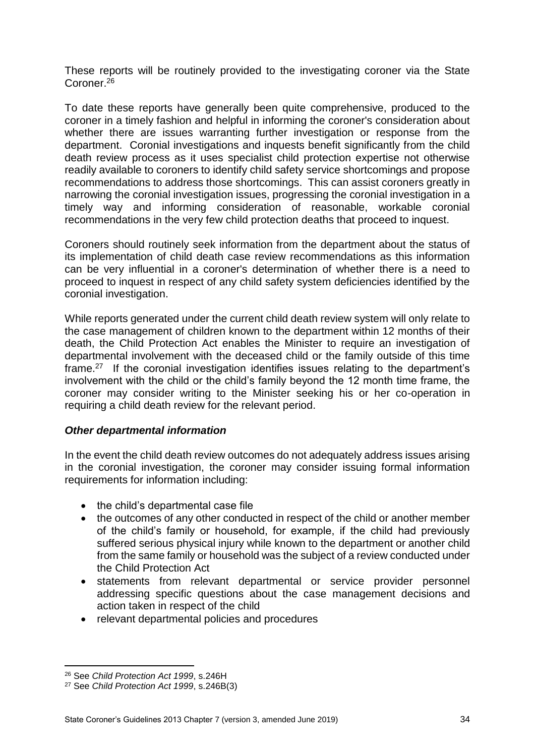These reports will be routinely provided to the investigating coroner via the State Coroner.[26]

To date these reports have generally been quite comprehensive, produced to the coroner in a timely fashion and helpful in informing the coroner's consideration about whether there are issues warranting further investigation or response from the department. Coronial investigations and inquests benefit significantly from the child death review process as it uses specialist child protection expertise not otherwise readily available to coroners to identify child safety service shortcomings and propose recommendations to address those shortcomings. This can assist coroners greatly in narrowing the coronial investigation issues, progressing the coronial investigation in a timely way and informing consideration of reasonable, workable coronial recommendations in the very few child protection deaths that proceed to inquest.

Coroners should routinely seek information from the department about the status of its implementation of child death case review recommendations as this information can be very influential in a coroner's determination of whether there is a need to proceed to inquest in respect of any child safety system deficiencies identified by the coronial investigation.

While reports generated under the current child death review system will only relate to the case management of children known to the department within 12 months of their death, the Child Protection Act enables the Minister to require an investigation of departmental involvement with the deceased child or the family outside of this time frame.[27] If the coronial investigation identifies issues relating to the department's involvement with the child or the child's family beyond the 12 month time frame, the coroner may consider writing to the Minister seeking his or her co-operation in requiring a child death review for the relevant period.

### *Other departmental information*

In the event the child death review outcomes do not adequately address issues arising in the coronial investigation, the coroner may consider issuing formal information requirements for information including:

- the child's departmental case file
- the outcomes of any other conducted in respect of the child or another member of the child's family or household, for example, if the child had previously suffered serious physical injury while known to the department or another child from the same family or household was the subject of a review conducted under the Child Protection Act
- statements from relevant departmental or service provider personnel addressing specific questions about the case management decisions and action taken in respect of the child
- relevant departmental policies and procedures

---

[26] See *Child Protection Act 1999*, s.246H

[27] See *Child Protection Act 1999*, s.246B(3)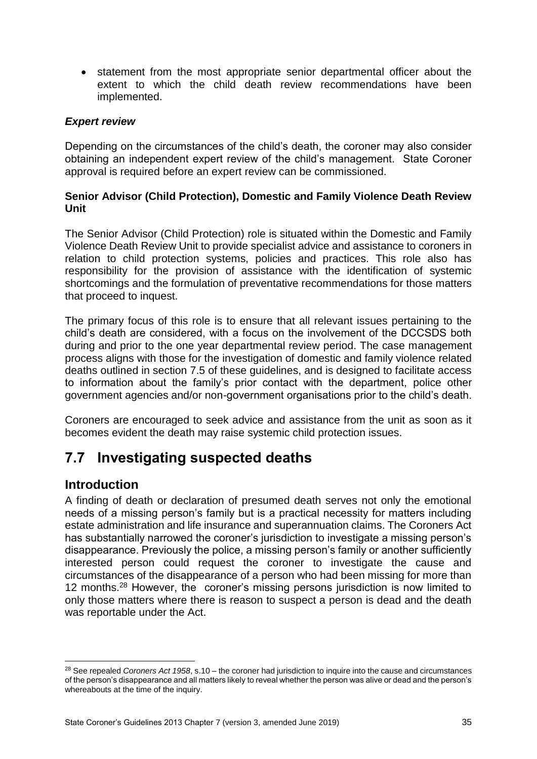- statement from the most appropriate senior departmental officer about the extent to which the child death review recommendations have been implemented.

***Expert review***

Depending on the circumstances of the child's death, the coroner may also consider obtaining an independent expert review of the child's management. State Coroner approval is required before an expert review can be commissioned.

**Senior Advisor (Child Protection), Domestic and Family Violence Death Review Unit**

The Senior Advisor (Child Protection) role is situated within the Domestic and Family Violence Death Review Unit to provide specialist advice and assistance to coroners in relation to child protection systems, policies and practices. This role also has responsibility for the provision of assistance with the identification of systemic shortcomings and the formulation of preventative recommendations for those matters that proceed to inquest.

The primary focus of this role is to ensure that all relevant issues pertaining to the child's death are considered, with a focus on the involvement of the DCCSDS both during and prior to the one year departmental review period. The case management process aligns with those for the investigation of domestic and family violence related deaths outlined in section 7.5 of these guidelines, and is designed to facilitate access to information about the family's prior contact with the department, police other government agencies and/or non-government organisations prior to the child's death.

Coroners are encouraged to seek advice and assistance from the unit as soon as it becomes evident the death may raise systemic child protection issues.

# 7.7 Investigating suspected deaths

## Introduction

A finding of death or declaration of presumed death serves not only the emotional needs of a missing person's family but is a practical necessity for matters including estate administration and life insurance and superannuation claims. The Coroners Act has substantially narrowed the coroner's jurisdiction to investigate a missing person's disappearance. Previously the police, a missing person's family or another sufficiently interested person could request the coroner to investigate the cause and circumstances of the disappearance of a person who had been missing for more than 12 months.[28] However, the coroner's missing persons jurisdiction is now limited to only those matters where there is reason to suspect a person is dead and the death was reportable under the Act.

[28] See repealed *Coroners Act 1958*, s.10 – the coroner had jurisdiction to inquire into the cause and circumstances of the person's disappearance and all matters likely to reveal whether the person was alive or dead and the person's whereabouts at the time of the inquiry.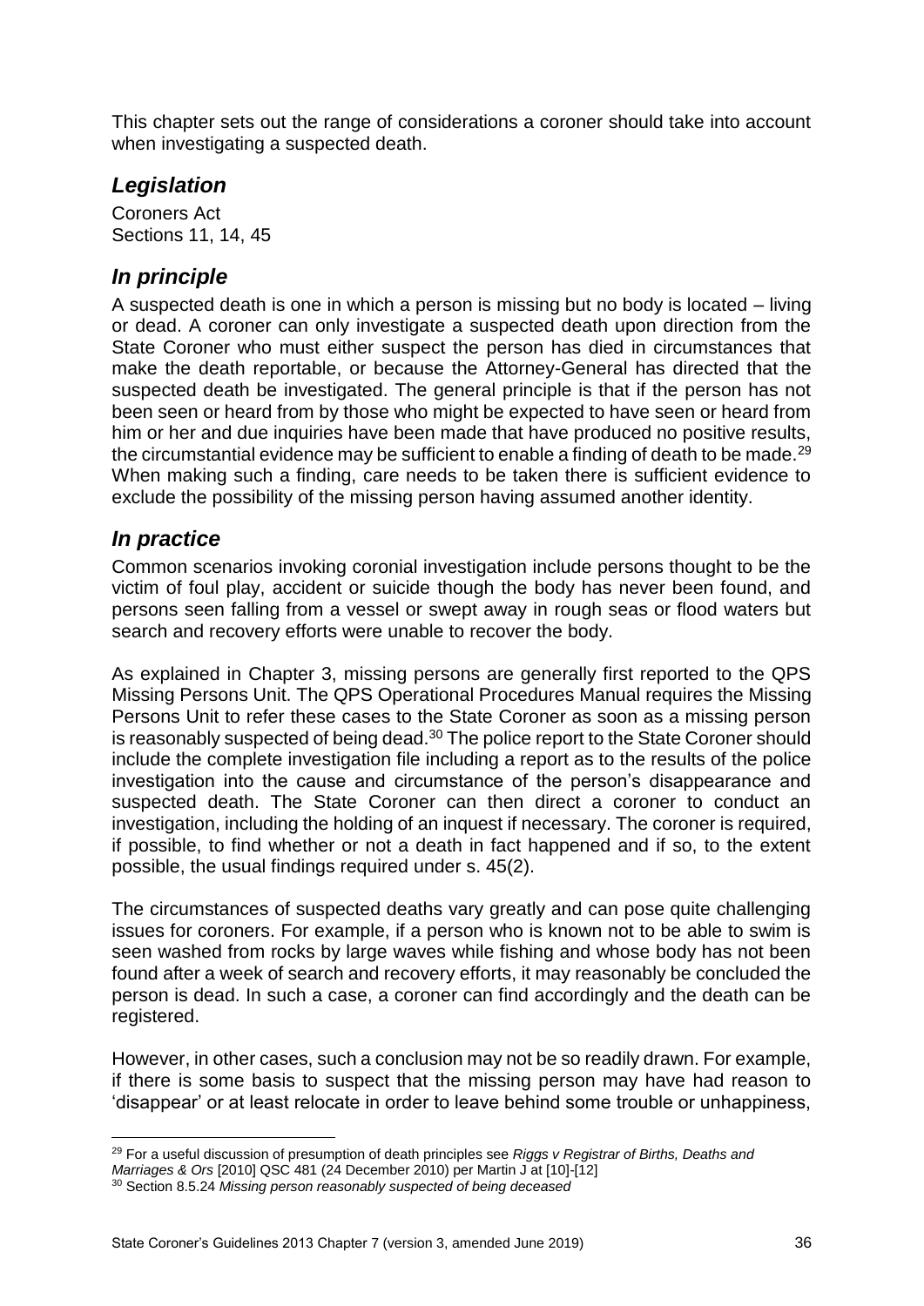This chapter sets out the range of considerations a coroner should take into account when investigating a suspected death.

## *Legislation*

Coroners Act
Sections 11, 14, 45

## *In principle*

A suspected death is one in which a person is missing but no body is located – living or dead. A coroner can only investigate a suspected death upon direction from the State Coroner who must either suspect the person has died in circumstances that make the death reportable, or because the Attorney-General has directed that the suspected death be investigated. The general principle is that if the person has not been seen or heard from by those who might be expected to have seen or heard from him or her and due inquiries have been made that have produced no positive results, the circumstantial evidence may be sufficient to enable a finding of death to be made.[29] When making such a finding, care needs to be taken there is sufficient evidence to exclude the possibility of the missing person having assumed another identity.

## *In practice*

Common scenarios invoking coronial investigation include persons thought to be the victim of foul play, accident or suicide though the body has never been found, and persons seen falling from a vessel or swept away in rough seas or flood waters but search and recovery efforts were unable to recover the body.

As explained in Chapter 3, missing persons are generally first reported to the QPS Missing Persons Unit. The QPS Operational Procedures Manual requires the Missing Persons Unit to refer these cases to the State Coroner as soon as a missing person is reasonably suspected of being dead.[30] The police report to the State Coroner should include the complete investigation file including a report as to the results of the police investigation into the cause and circumstance of the person's disappearance and suspected death. The State Coroner can then direct a coroner to conduct an investigation, including the holding of an inquest if necessary. The coroner is required, if possible, to find whether or not a death in fact happened and if so, to the extent possible, the usual findings required under s. 45(2).

The circumstances of suspected deaths vary greatly and can pose quite challenging issues for coroners. For example, if a person who is known not to be able to swim is seen washed from rocks by large waves while fishing and whose body has not been found after a week of search and recovery efforts, it may reasonably be concluded the person is dead. In such a case, a coroner can find accordingly and the death can be registered.

However, in other cases, such a conclusion may not be so readily drawn. For example, if there is some basis to suspect that the missing person may have had reason to 'disappear' or at least relocate in order to leave behind some trouble or unhappiness,

---

[29] For a useful discussion of presumption of death principles see *Riggs v Registrar of Births, Deaths and Marriages & Ors* [2010] QSC 481 (24 December 2010) per Martin J at [10]-[12]

[30] Section 8.5.24 *Missing person reasonably suspected of being deceased*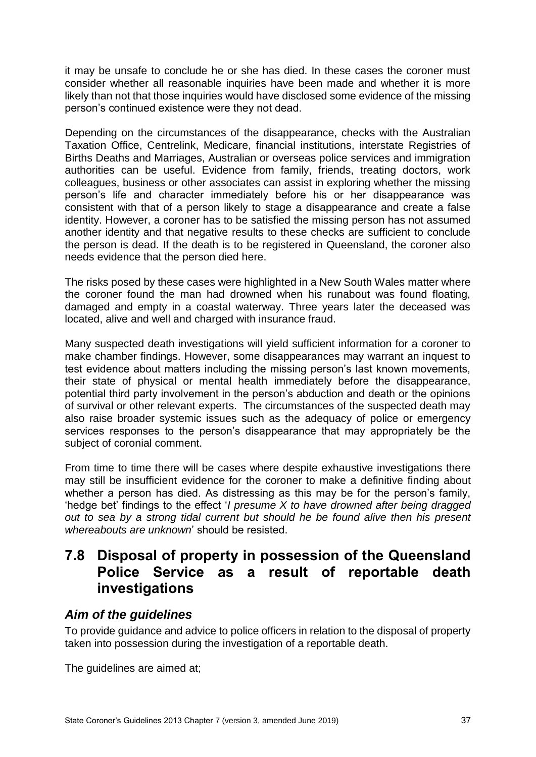it may be unsafe to conclude he or she has died. In these cases the coroner must consider whether all reasonable inquiries have been made and whether it is more likely than not that those inquiries would have disclosed some evidence of the missing person's continued existence were they not dead.

Depending on the circumstances of the disappearance, checks with the Australian Taxation Office, Centrelink, Medicare, financial institutions, interstate Registries of Births Deaths and Marriages, Australian or overseas police services and immigration authorities can be useful. Evidence from family, friends, treating doctors, work colleagues, business or other associates can assist in exploring whether the missing person's life and character immediately before his or her disappearance was consistent with that of a person likely to stage a disappearance and create a false identity. However, a coroner has to be satisfied the missing person has not assumed another identity and that negative results to these checks are sufficient to conclude the person is dead. If the death is to be registered in Queensland, the coroner also needs evidence that the person died here.

The risks posed by these cases were highlighted in a New South Wales matter where the coroner found the man had drowned when his runabout was found floating, damaged and empty in a coastal waterway. Three years later the deceased was located, alive and well and charged with insurance fraud.

Many suspected death investigations will yield sufficient information for a coroner to make chamber findings. However, some disappearances may warrant an inquest to test evidence about matters including the missing person's last known movements, their state of physical or mental health immediately before the disappearance, potential third party involvement in the person's abduction and death or the opinions of survival or other relevant experts. The circumstances of the suspected death may also raise broader systemic issues such as the adequacy of police or emergency services responses to the person's disappearance that may appropriately be the subject of coronial comment.

From time to time there will be cases where despite exhaustive investigations there may still be insufficient evidence for the coroner to make a definitive finding about whether a person has died. As distressing as this may be for the person's family, 'hedge bet' findings to the effect '*I presume X to have drowned after being dragged out to sea by a strong tidal current but should he be found alive then his present whereabouts are unknown*' should be resisted.

## 7.8 Disposal of property in possession of the Queensland Police Service as a result of reportable death investigations

### *Aim of the guidelines*

To provide guidance and advice to police officers in relation to the disposal of property taken into possession during the investigation of a reportable death.

The guidelines are aimed at;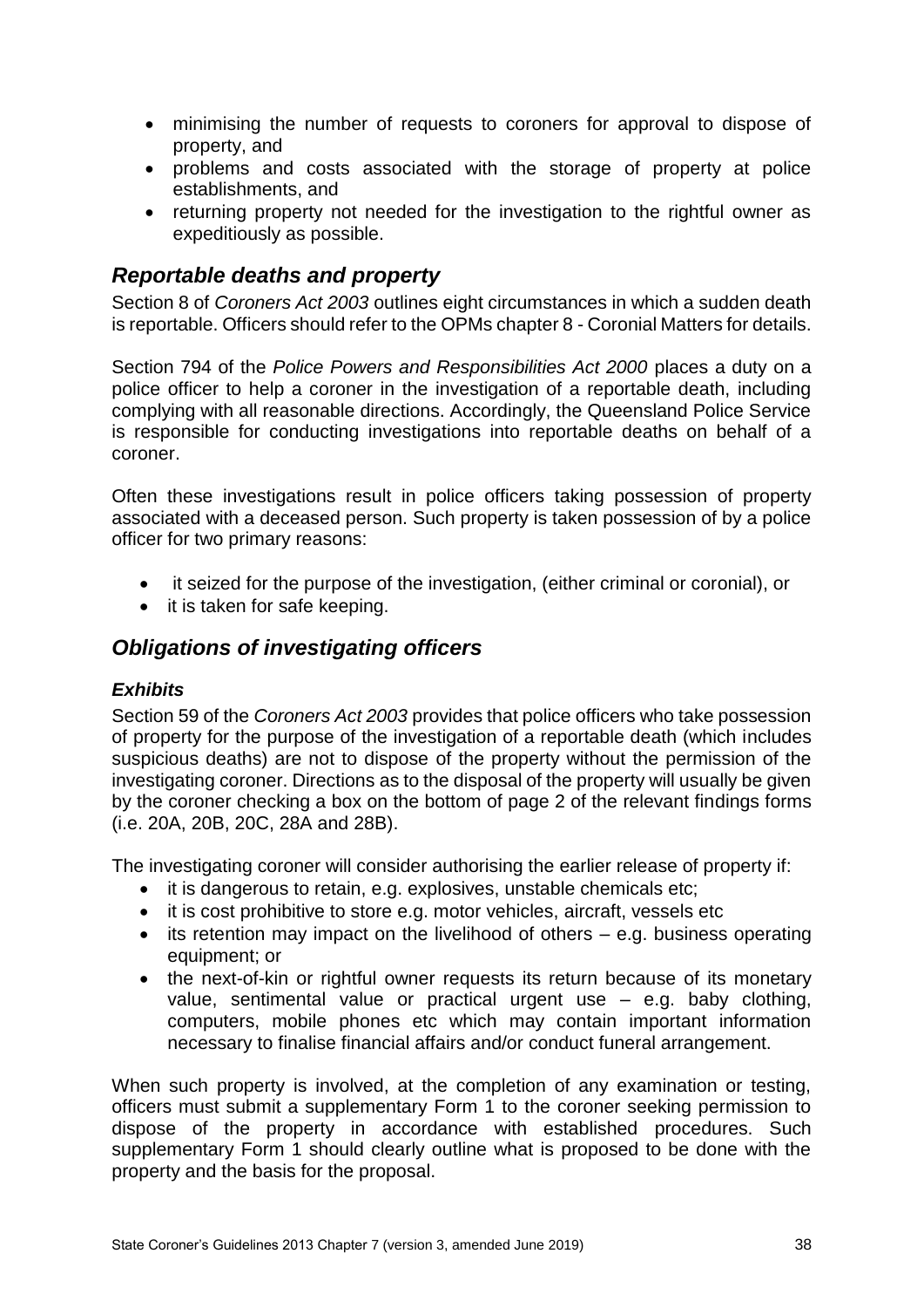- minimising the number of requests to coroners for approval to dispose of property, and
- problems and costs associated with the storage of property at police establishments, and
- returning property not needed for the investigation to the rightful owner as expeditiously as possible.

## *Reportable deaths and property*

Section 8 of *Coroners Act 2003* outlines eight circumstances in which a sudden death is reportable. Officers should refer to the OPMs chapter 8 - Coronial Matters for details.

Section 794 of the *Police Powers and Responsibilities Act 2000* places a duty on a police officer to help a coroner in the investigation of a reportable death, including complying with all reasonable directions. Accordingly, the Queensland Police Service is responsible for conducting investigations into reportable deaths on behalf of a coroner.

Often these investigations result in police officers taking possession of property associated with a deceased person. Such property is taken possession of by a police officer for two primary reasons:

- it seized for the purpose of the investigation, (either criminal or coronial), or
- it is taken for safe keeping.

## *Obligations of investigating officers*

### *Exhibits*

Section 59 of the *Coroners Act 2003* provides that police officers who take possession of property for the purpose of the investigation of a reportable death (which includes suspicious deaths) are not to dispose of the property without the permission of the investigating coroner. Directions as to the disposal of the property will usually be given by the coroner checking a box on the bottom of page 2 of the relevant findings forms (i.e. 20A, 20B, 20C, 28A and 28B).

The investigating coroner will consider authorising the earlier release of property if:

- it is dangerous to retain, e.g. explosives, unstable chemicals etc;
- it is cost prohibitive to store e.g. motor vehicles, aircraft, vessels etc
- its retention may impact on the livelihood of others – e.g. business operating equipment; or
- the next-of-kin or rightful owner requests its return because of its monetary value, sentimental value or practical urgent use – e.g. baby clothing, computers, mobile phones etc which may contain important information necessary to finalise financial affairs and/or conduct funeral arrangement.

When such property is involved, at the completion of any examination or testing, officers must submit a supplementary Form 1 to the coroner seeking permission to dispose of the property in accordance with established procedures. Such supplementary Form 1 should clearly outline what is proposed to be done with the property and the basis for the proposal.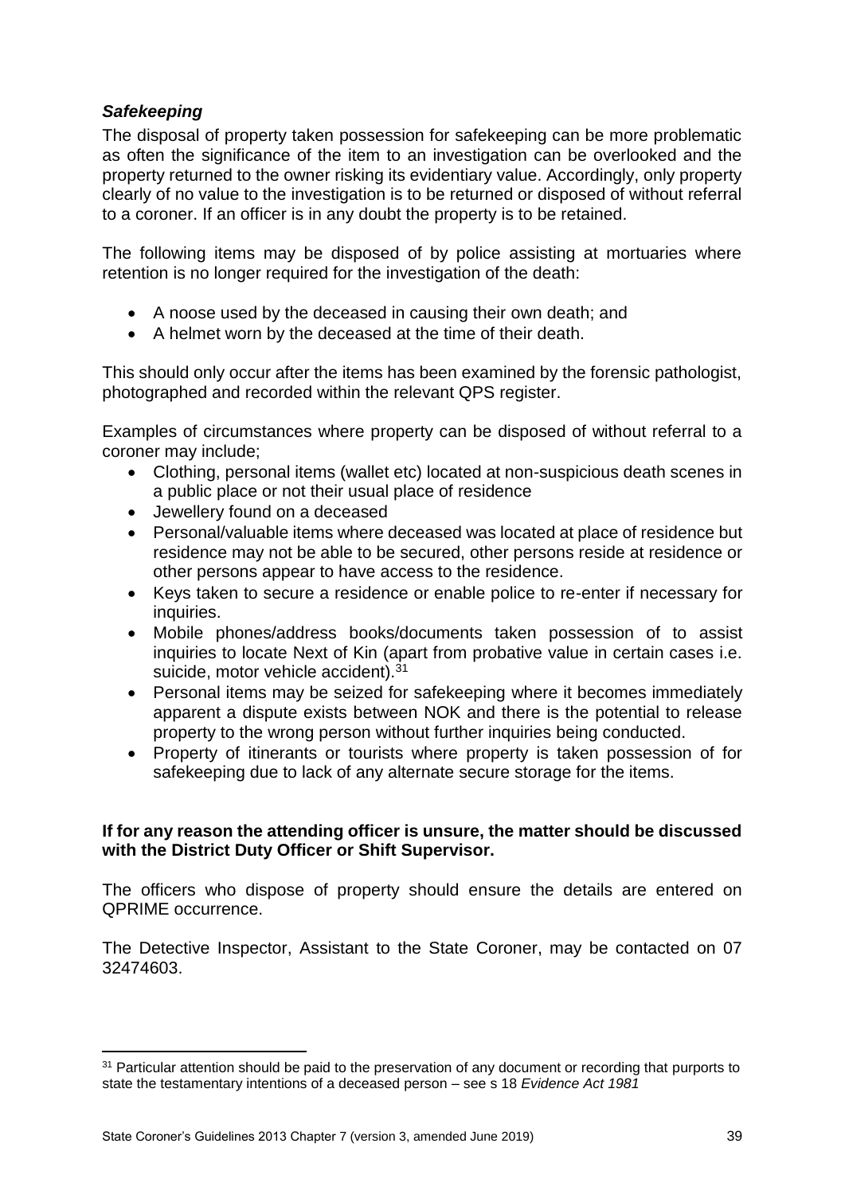### *Safekeeping*

The disposal of property taken possession for safekeeping can be more problematic as often the significance of the item to an investigation can be overlooked and the property returned to the owner risking its evidentiary value. Accordingly, only property clearly of no value to the investigation is to be returned or disposed of without referral to a coroner. If an officer is in any doubt the property is to be retained.

The following items may be disposed of by police assisting at mortuaries where retention is no longer required for the investigation of the death:

- A noose used by the deceased in causing their own death; and
- A helmet worn by the deceased at the time of their death.

This should only occur after the items has been examined by the forensic pathologist, photographed and recorded within the relevant QPS register.

Examples of circumstances where property can be disposed of without referral to a coroner may include;

- Clothing, personal items (wallet etc) located at non-suspicious death scenes in a public place or not their usual place of residence
- Jewellery found on a deceased
- Personal/valuable items where deceased was located at place of residence but residence may not be able to be secured, other persons reside at residence or other persons appear to have access to the residence.
- Keys taken to secure a residence or enable police to re-enter if necessary for inquiries.
- Mobile phones/address books/documents taken possession of to assist inquiries to locate Next of Kin (apart from probative value in certain cases i.e. suicide, motor vehicle accident).[31]
- Personal items may be seized for safekeeping where it becomes immediately apparent a dispute exists between NOK and there is the potential to release property to the wrong person without further inquiries being conducted.
- Property of itinerants or tourists where property is taken possession of for safekeeping due to lack of any alternate secure storage for the items.

**If for any reason the attending officer is unsure, the matter should be discussed with the District Duty Officer or Shift Supervisor.**

The officers who dispose of property should ensure the details are entered on QPRIME occurrence.

The Detective Inspector, Assistant to the State Coroner, may be contacted on 07 32474603.

---

[31] Particular attention should be paid to the preservation of any document or recording that purports to state the testamentary intentions of a deceased person – see s 18 *Evidence Act 1981*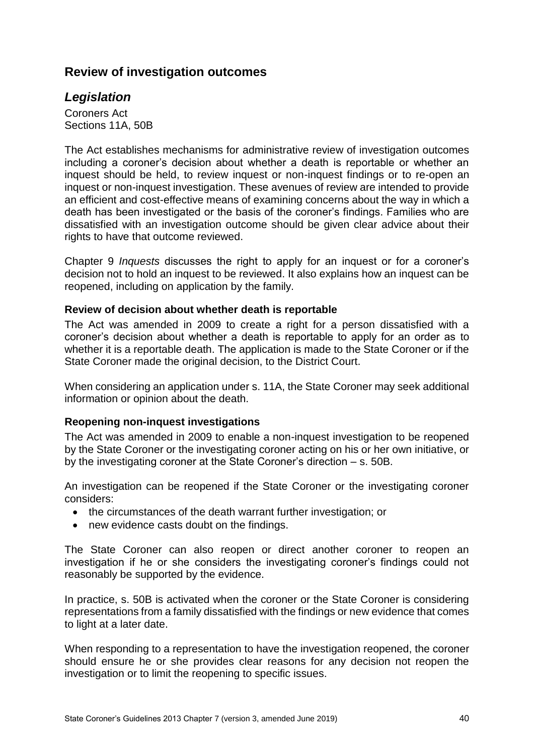## Review of investigation outcomes

### *Legislation*

Coroners Act
Sections 11A, 50B

The Act establishes mechanisms for administrative review of investigation outcomes including a coroner's decision about whether a death is reportable or whether an inquest should be held, to review inquest or non-inquest findings or to re-open an inquest or non-inquest investigation. These avenues of review are intended to provide an efficient and cost-effective means of examining concerns about the way in which a death has been investigated or the basis of the coroner's findings. Families who are dissatisfied with an investigation outcome should be given clear advice about their rights to have that outcome reviewed.

Chapter 9 *Inquests* discusses the right to apply for an inquest or for a coroner's decision not to hold an inquest to be reviewed. It also explains how an inquest can be reopened, including on application by the family.

**Review of decision about whether death is reportable**

The Act was amended in 2009 to create a right for a person dissatisfied with a coroner's decision about whether a death is reportable to apply for an order as to whether it is a reportable death. The application is made to the State Coroner or if the State Coroner made the original decision, to the District Court.

When considering an application under s. 11A, the State Coroner may seek additional information or opinion about the death.

**Reopening non-inquest investigations**

The Act was amended in 2009 to enable a non-inquest investigation to be reopened by the State Coroner or the investigating coroner acting on his or her own initiative, or by the investigating coroner at the State Coroner's direction – s. 50B.

An investigation can be reopened if the State Coroner or the investigating coroner considers:

- the circumstances of the death warrant further investigation; or
- new evidence casts doubt on the findings.

The State Coroner can also reopen or direct another coroner to reopen an investigation if he or she considers the investigating coroner's findings could not reasonably be supported by the evidence.

In practice, s. 50B is activated when the coroner or the State Coroner is considering representations from a family dissatisfied with the findings or new evidence that comes to light at a later date.

When responding to a representation to have the investigation reopened, the coroner should ensure he or she provides clear reasons for any decision not reopen the investigation or to limit the reopening to specific issues.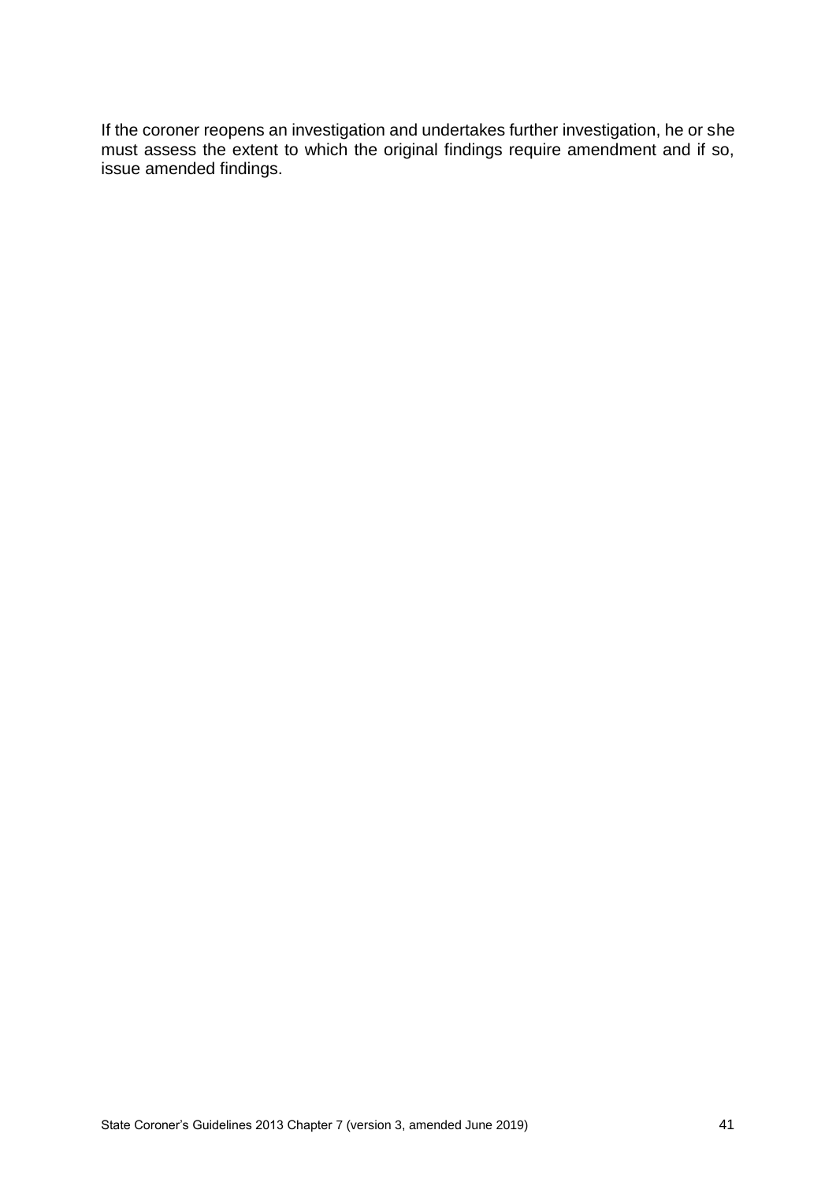If the coroner reopens an investigation and undertakes further investigation, he or she must assess the extent to which the original findings require amendment and if so, issue amended findings.